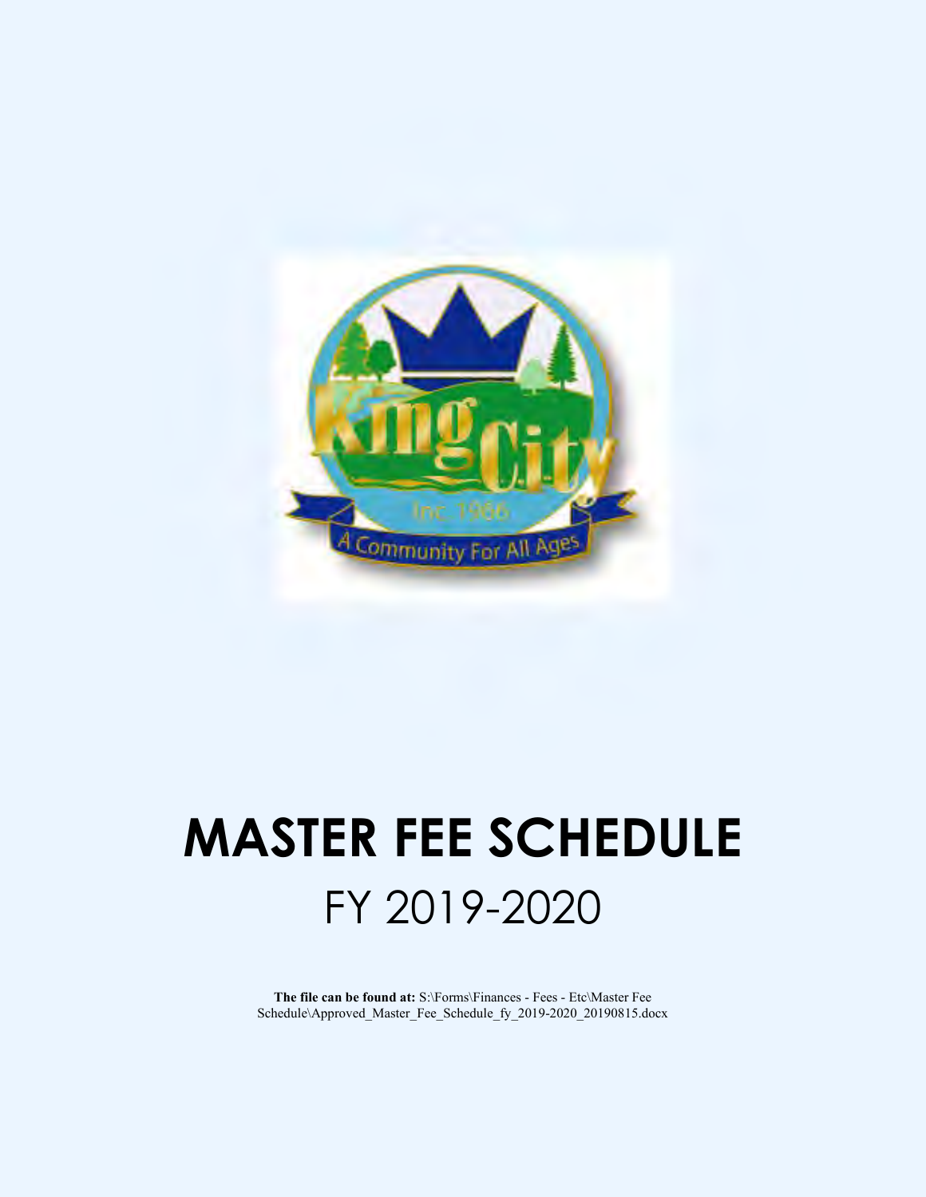# MASTER FEE SCHEDULE

## FY 2019-2020

**The file can be found at:** S:\Forms\Finances - Fees - Etc\Master Fee Schedule\Approved_Master_Fee_Schedule_fy_2019-2020_20190815.docx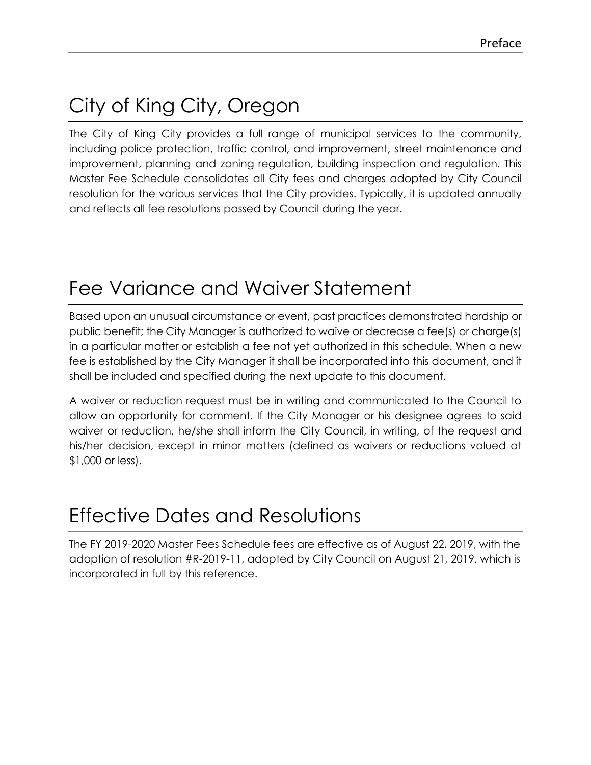# City of King City, Oregon

The City of King City provides a full range of municipal services to the community, including police protection, traffic control, and improvement, street maintenance and improvement, planning and zoning regulation, building inspection and regulation. This Master Fee Schedule consolidates all City fees and charges adopted by City Council resolution for the various services that the City provides. Typically, it is updated annually and reflects all fee resolutions passed by Council during the year.

# Fee Variance and Waiver Statement

Based upon an unusual circumstance or event, past practices demonstrated hardship or public benefit; the City Manager is authorized to waive or decrease a fee(s) or charge(s) in a particular matter or establish a fee not yet authorized in this schedule. When a new fee is established by the City Manager it shall be incorporated into this document, and it shall be included and specified during the next update to this document.

A waiver or reduction request must be in writing and communicated to the Council to allow an opportunity for comment. If the City Manager or his designee agrees to said waiver or reduction, he/she shall inform the City Council, in writing, of the request and his/her decision, except in minor matters (defined as waivers or reductions valued at $1,000 or less).

# Effective Dates and Resolutions

The FY 2019-2020 Master Fees Schedule fees are effective as of August 22, 2019, with the adoption of resolution #R-2019-11, adopted by City Council on August 21, 2019, which is incorporated in full by this reference.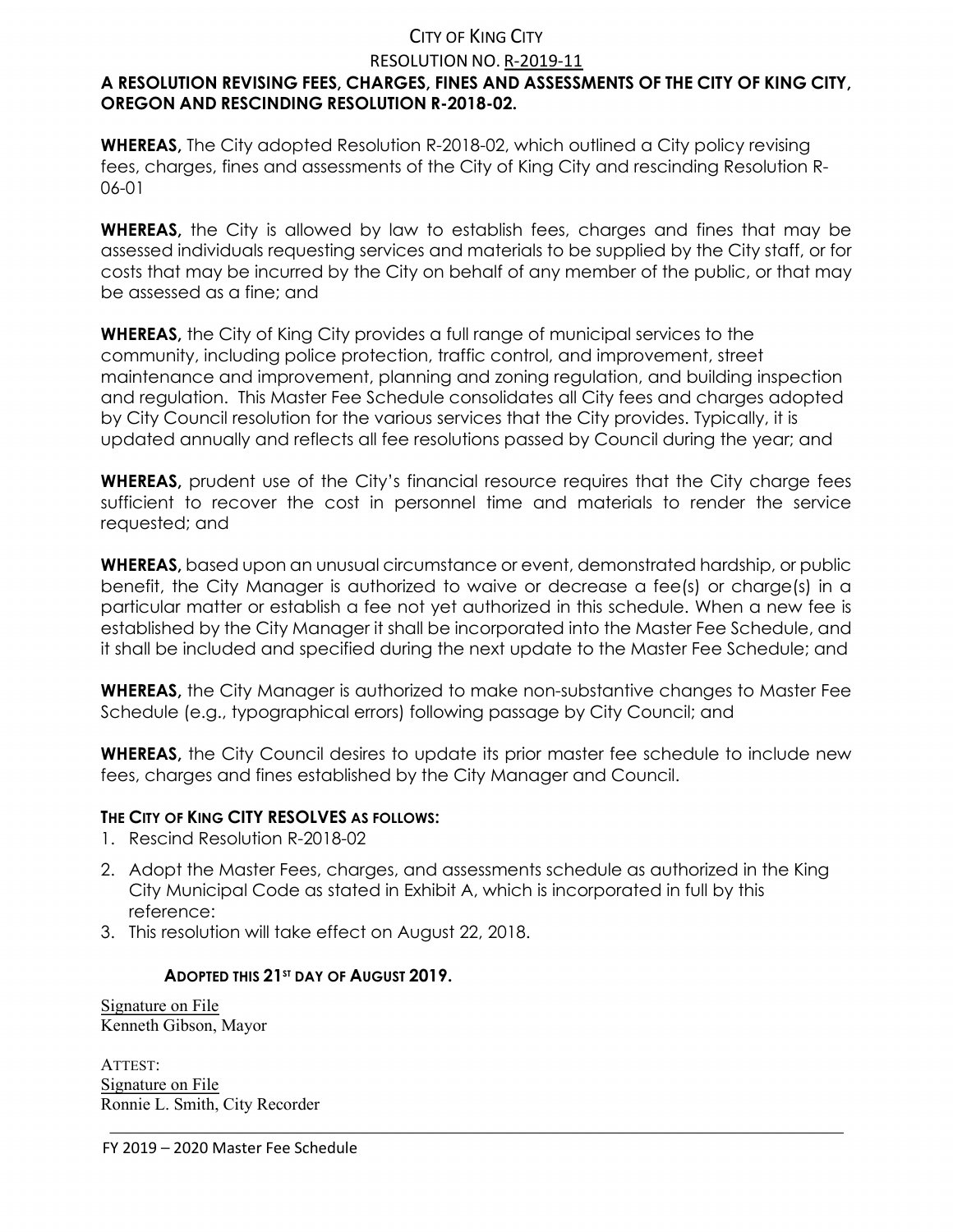CITY OF KING CITY

RESOLUTION NO. R-2019-11

**A RESOLUTION REVISING FEES, CHARGES, FINES AND ASSESSMENTS OF THE CITY OF KING CITY, OREGON AND RESCINDING RESOLUTION R-2018-02.**

**WHEREAS,** The City adopted Resolution R-2018-02, which outlined a City policy revising fees, charges, fines and assessments of the City of King City and rescinding Resolution R-06-01

**WHEREAS,** the City is allowed by law to establish fees, charges and fines that may be assessed individuals requesting services and materials to be supplied by the City staff, or for costs that may be incurred by the City on behalf of any member of the public, or that may be assessed as a fine; and

**WHEREAS,** the City of King City provides a full range of municipal services to the community, including police protection, traffic control, and improvement, street maintenance and improvement, planning and zoning regulation, and building inspection and regulation. This Master Fee Schedule consolidates all City fees and charges adopted by City Council resolution for the various services that the City provides. Typically, it is updated annually and reflects all fee resolutions passed by Council during the year; and

**WHEREAS,** prudent use of the City's financial resource requires that the City charge fees sufficient to recover the cost in personnel time and materials to render the service requested; and

**WHEREAS,** based upon an unusual circumstance or event, demonstrated hardship, or public benefit, the City Manager is authorized to waive or decrease a fee(s) or charge(s) in a particular matter or establish a fee not yet authorized in this schedule. When a new fee is established by the City Manager it shall be incorporated into the Master Fee Schedule, and it shall be included and specified during the next update to the Master Fee Schedule; and

**WHEREAS,** the City Manager is authorized to make non-substantive changes to Master Fee Schedule (e.g., typographical errors) following passage by City Council; and

**WHEREAS,** the City Council desires to update its prior master fee schedule to include new fees, charges and fines established by the City Manager and Council.

**THE CITY OF KING CITY RESOLVES AS FOLLOWS:**

1. Rescind Resolution R-2018-02
2. Adopt the Master Fees, charges, and assessments schedule as authorized in the King City Municipal Code as stated in Exhibit A, which is incorporated in full by this reference:
3. This resolution will take effect on August 22, 2018.

**ADOPTED THIS 21ST DAY OF AUGUST 2019.**

Signature on File
Kenneth Gibson, Mayor

ATTEST:
Signature on File
Ronnie L. Smith, City Recorder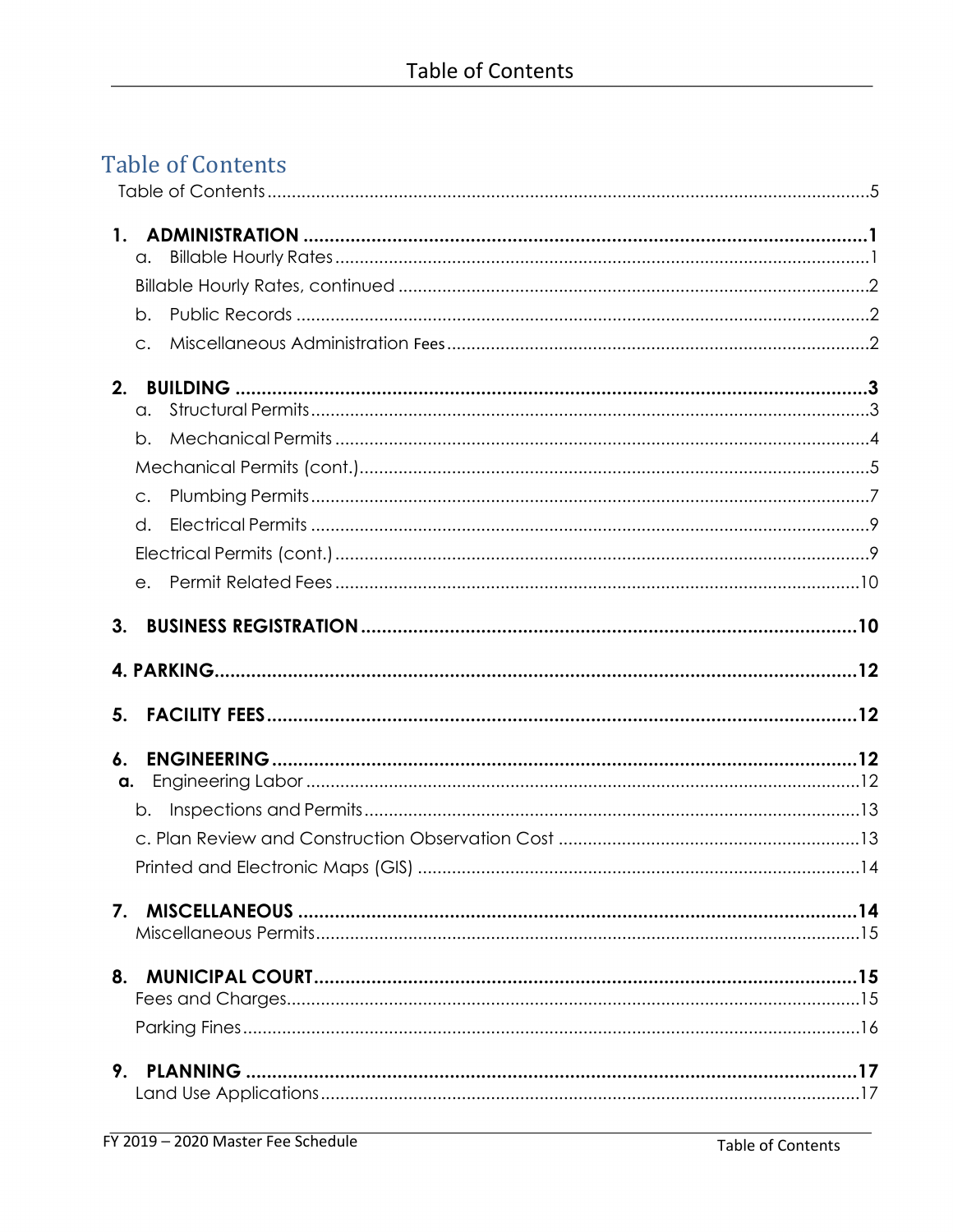# Table of Contents

Table of Contents ............................................................................................................5

**1. ADMINISTRATION** ............................................................................................**1**

a. Billable Hourly Rates ............................................................................................1

Billable Hourly Rates, continued ...............................................................................2

b. Public Records ......................................................................................................2

c. Miscellaneous Administration Fees .....................................................................2

**2. BUILDING** ...........................................................................................................**3**

a. Structural Permits ..................................................................................................3

b. Mechanical Permits ..............................................................................................4

Mechanical Permits (cont.) .........................................................................................5

c. Plumbing Permits ...................................................................................................7

d. Electrical Permits ...................................................................................................9

Electrical Permits (cont.) .............................................................................................9

e. Permit Related Fees ..............................................................................................10

**3. BUSINESS REGISTRATION** ...............................................................................**10**

**4. PARKING** ............................................................................................................**12**

**5. FACILITY FEES** ...................................................................................................**12**

**6. ENGINEERING** ...................................................................................................**12**

**a.** Engineering Labor ..................................................................................................12

b. Inspections and Permits ......................................................................................13

c. Plan Review and Construction Observation Cost ...............................................13

Printed and Electronic Maps (GIS) .............................................................................14

**7. MISCELLANEOUS** ..............................................................................................**14**

Miscellaneous Permits .................................................................................................15

**8. MUNICIPAL COURT** ...........................................................................................**15**

Fees and Charges ........................................................................................................15

Parking Fines ................................................................................................................16

**9. PLANNING** .........................................................................................................**17**

Land Use Applications .................................................................................................17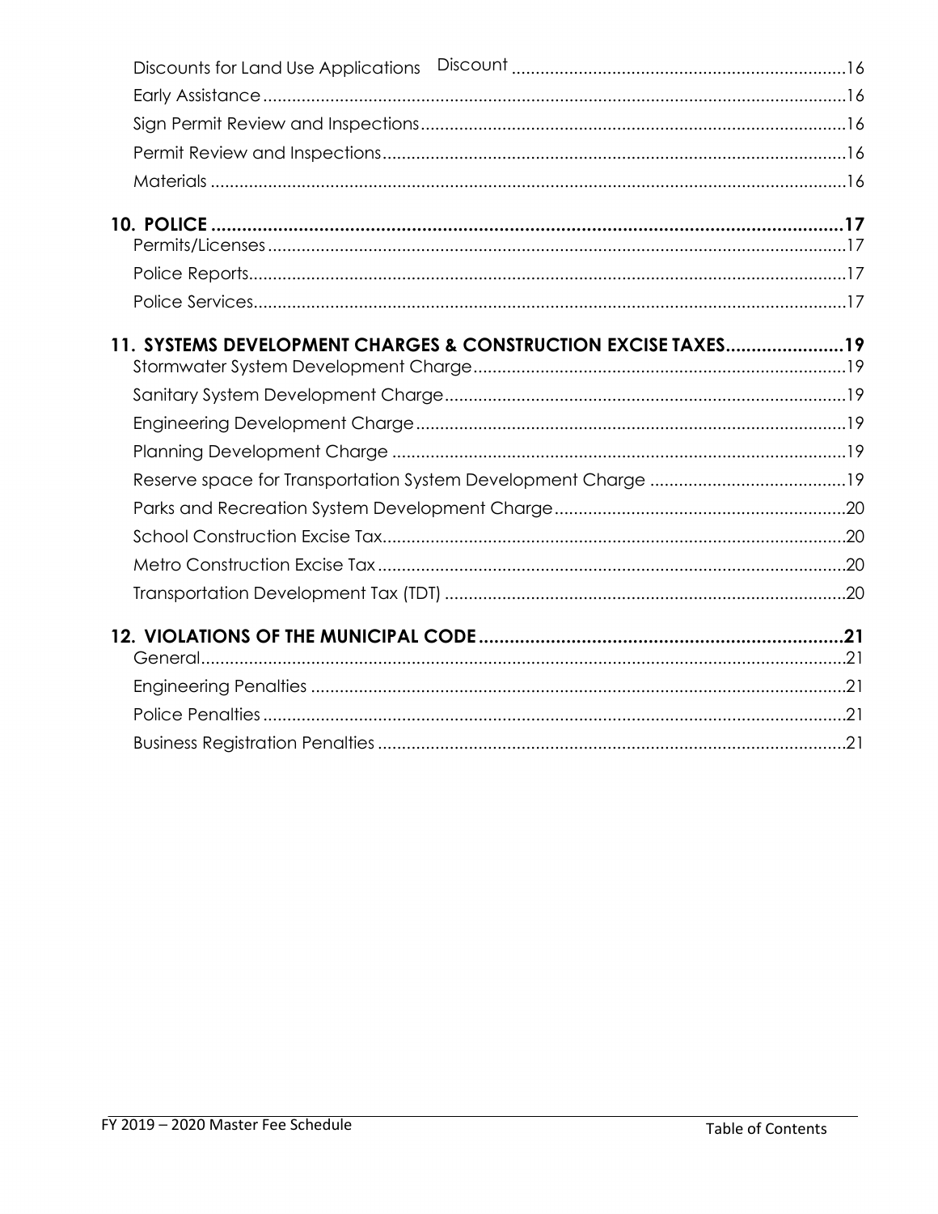Discounts for Land Use Applications Discount ..... 16
Early Assistance ..... 16
Sign Permit Review and Inspections ..... 16
Permit Review and Inspections ..... 16
Materials ..... 16

**10. POLICE ..... 17**
Permits/Licenses ..... 17
Police Reports ..... 17
Police Services ..... 17

**11. SYSTEMS DEVELOPMENT CHARGES & CONSTRUCTION EXCISE TAXES ..... 19**
Stormwater System Development Charge ..... 19
Sanitary System Development Charge ..... 19
Engineering Development Charge ..... 19
Planning Development Charge ..... 19
Reserve space for Transportation System Development Charge ..... 19
Parks and Recreation System Development Charge ..... 20
School Construction Excise Tax ..... 20
Metro Construction Excise Tax ..... 20
Transportation Development Tax (TDT) ..... 20

**12. VIOLATIONS OF THE MUNICIPAL CODE ..... 21**
General ..... 21
Engineering Penalties ..... 21
Police Penalties ..... 21
Business Registration Penalties ..... 21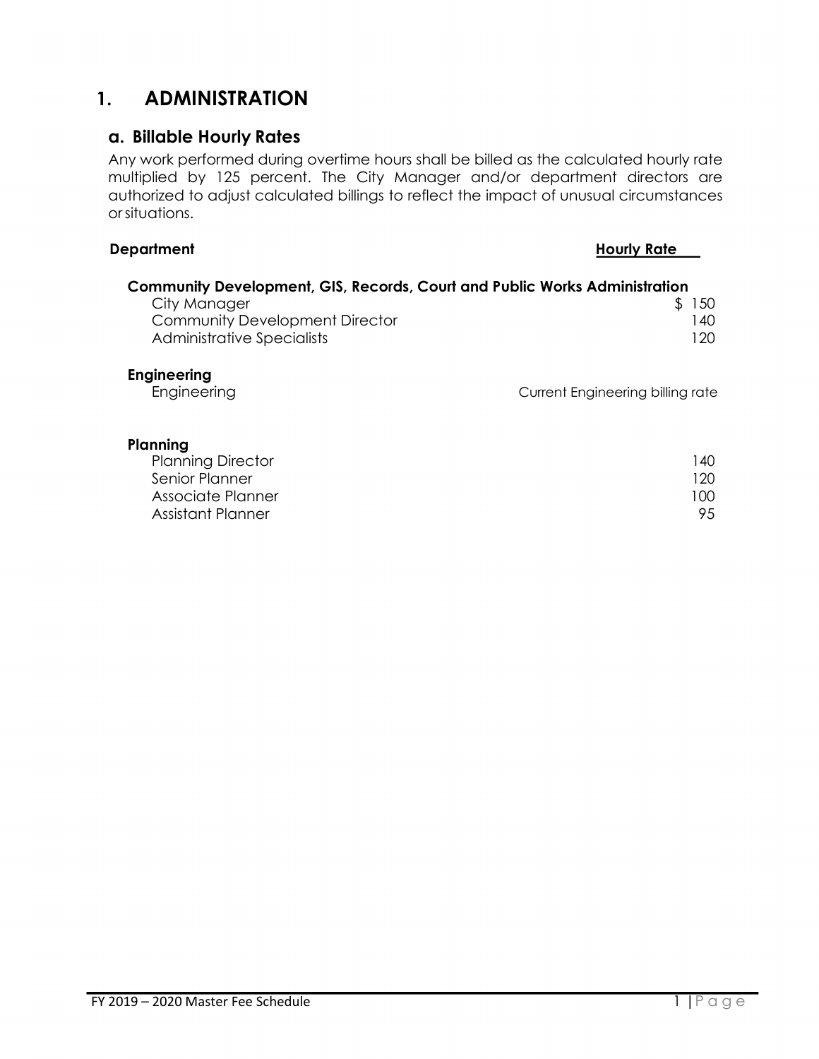# 1. ADMINISTRATION

## a. Billable Hourly Rates

Any work performed during overtime hours shall be billed as the calculated hourly rate multiplied by 125 percent. The City Manager and/or department directors are authorized to adjust calculated billings to reflect the impact of unusual circumstances or situations.

| Department | Hourly Rate |
|---|---|
| **Community Development, GIS, Records, Court and Public Works Administration** | |
| City Manager | $ 150 |
| Community Development Director | 140 |
| Administrative Specialists | 120 |
| **Engineering** | |
| Engineering | Current Engineering billing rate |
| **Planning** | |
| Planning Director | 140 |
| Senior Planner | 120 |
| Associate Planner | 100 |
| Assistant Planner | 95 |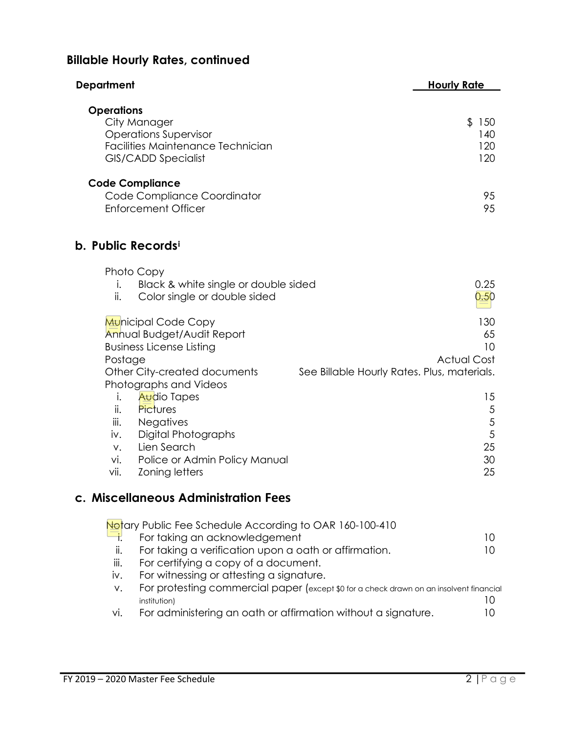## Billable Hourly Rates, continued

| Department | Hourly Rate |
|---|---|
| **Operations** | |
| City Manager | $ 150 |
| Operations Supervisor | 140 |
| Facilities Maintenance Technician | 120 |
| GIS/CADD Specialist | 120 |
| **Code Compliance** | |
| Code Compliance Coordinator | 95 |
| Enforcement Officer | 95 |

## b. Public Records[i]

| Item | Fee |
|---|---|
| Photo Copy | |
| i. Black & white single or double sided | 0.25 |
| ii. Color single or double sided | 0.50 |
| Municipal Code Copy | 130 |
| Annual Budget/Audit Report | 65 |
| Business License Listing | 10 |
| Postage | Actual Cost |
| Other City-created documents | See Billable Hourly Rates. Plus, materials. |
| Photographs and Videos | |
| i. Audio Tapes | 15 |
| ii. Pictures | 5 |
| iii. Negatives | 5 |
| iv. Digital Photographs | 5 |
| v. Lien Search | 25 |
| vi. Police or Admin Policy Manual | 30 |
| vii. Zoning letters | 25 |

## c. Miscellaneous Administration Fees

| Item | Fee |
|---|---|
| Notary Public Fee Schedule According to OAR 160-100-410 | |
| i. For taking an acknowledgement | 10 |
| ii. For taking a verification upon a oath or affirmation. | 10 |
| iii. For certifying a copy of a document. | |
| iv. For witnessing or attesting a signature. | |
| v. For protesting commercial paper (except $0 for a check drawn on an insolvent financial institution) | 10 |
| vi. For administering an oath or affirmation without a signature. | 10 |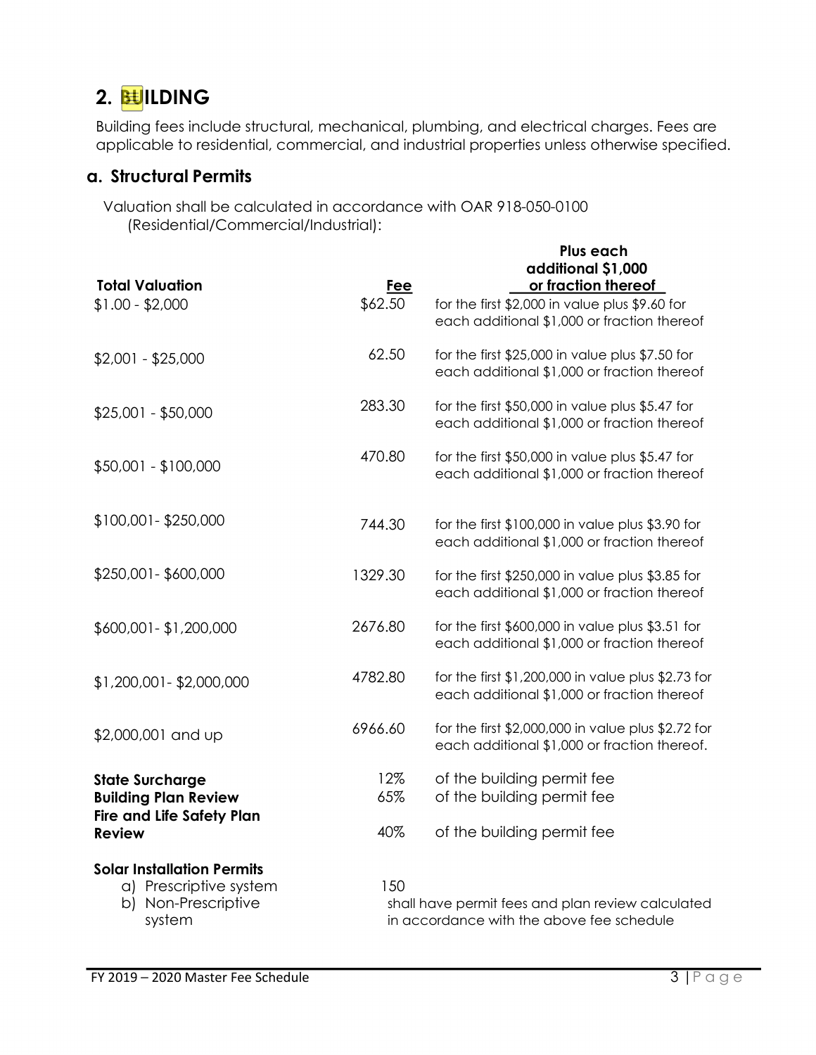## 2. BUILDING

Building fees include structural, mechanical, plumbing, and electrical charges. Fees are applicable to residential, commercial, and industrial properties unless otherwise specified.

### a. Structural Permits

Valuation shall be calculated in accordance with OAR 918-050-0100 (Residential/Commercial/Industrial):

| Total Valuation | Fee | Plus each additional $1,000 or fraction thereof |
|---|---|---|
| $1.00 - $2,000 | $62.50 | for the first $2,000 in value plus $9.60 for each additional $1,000 or fraction thereof |
| $2,001 - $25,000 | 62.50 | for the first $25,000 in value plus $7.50 for each additional $1,000 or fraction thereof |
| $25,001 - $50,000 | 283.30 | for the first $50,000 in value plus $5.47 for each additional $1,000 or fraction thereof |
| $50,001 - $100,000 | 470.80 | for the first $50,000 in value plus $5.47 for each additional $1,000 or fraction thereof |
| $100,001- $250,000 | 744.30 | for the first $100,000 in value plus $3.90 for each additional $1,000 or fraction thereof |
| $250,001- $600,000 | 1329.30 | for the first $250,000 in value plus $3.85 for each additional $1,000 or fraction thereof |
| $600,001- $1,200,000 | 2676.80 | for the first $600,000 in value plus $3.51 for each additional $1,000 or fraction thereof |
| $1,200,001- $2,000,000 | 4782.80 | for the first $1,200,000 in value plus $2.73 for each additional $1,000 or fraction thereof |
| $2,000,001 and up | 6966.60 | for the first $2,000,000 in value plus $2.72 for each additional $1,000 or fraction thereof. |
| **State Surcharge** | 12% | of the building permit fee |
| **Building Plan Review** | 65% | of the building permit fee |
| **Fire and Life Safety Plan Review** | 40% | of the building permit fee |

**Solar Installation Permits**

a) Prescriptive system — 150

b) Non-Prescriptive system — shall have permit fees and plan review calculated in accordance with the above fee schedule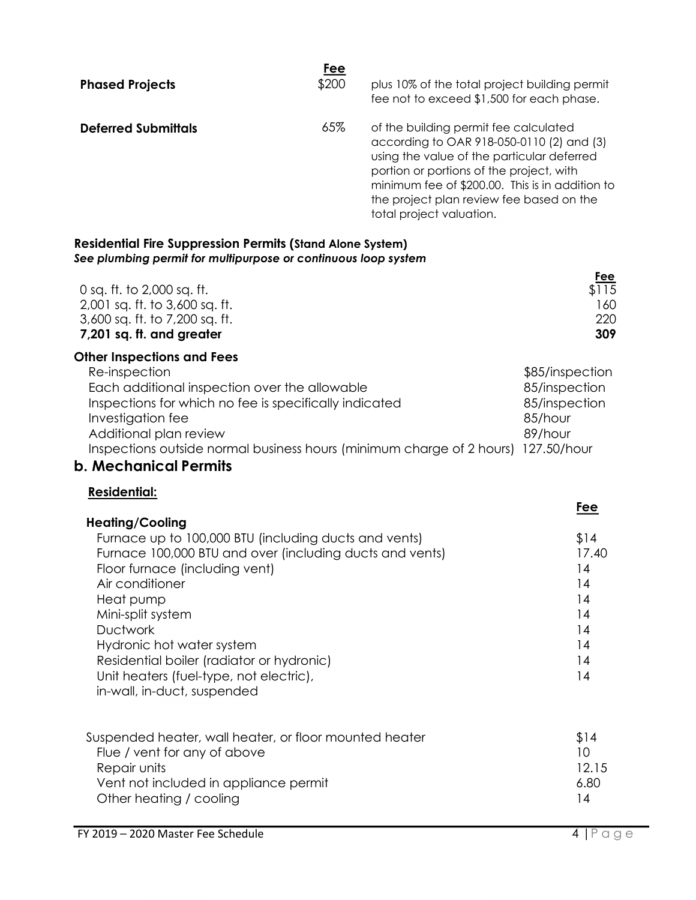| | Fee | |
|---|---|---|
| **Phased Projects** | $200 | plus 10% of the total project building permit fee not to exceed $1,500 for each phase. |
| **Deferred Submittals** | 65% | of the building permit fee calculated according to OAR 918-050-0110 (2) and (3) using the value of the particular deferred portion or portions of the project, with minimum fee of $200.00. This is in addition to the project plan review fee based on the total project valuation. |

**Residential Fire Suppression Permits (Stand Alone System)**
***See plumbing permit for multipurpose or continuous loop system***

| | Fee |
|---|---|
| 0 sq. ft. to 2,000 sq. ft. | $115 |
| 2,001 sq. ft. to 3,600 sq. ft. | 160 |
| 3,600 sq. ft. to 7,200 sq. ft. | 220 |
| **7,201 sq. ft. and greater** | **309** |

**Other Inspections and Fees**

| | |
|---|---|
| Re-inspection | $85/inspection |
| Each additional inspection over the allowable | 85/inspection |
| Inspections for which no fee is specifically indicated | 85/inspection |
| Investigation fee | 85/hour |
| Additional plan review | 89/hour |
| Inspections outside normal business hours (minimum charge of 2 hours) | 127.50/hour |

## b. Mechanical Permits

**Residential:**

| Heating/Cooling | Fee |
|---|---|
| Furnace up to 100,000 BTU (including ducts and vents) | $14 |
| Furnace 100,000 BTU and over (including ducts and vents) | 17.40 |
| Floor furnace (including vent) | 14 |
| Air conditioner | 14 |
| Heat pump | 14 |
| Mini-split system | 14 |
| Ductwork | 14 |
| Hydronic hot water system | 14 |
| Residential boiler (radiator or hydronic) | 14 |
| Unit heaters (fuel-type, not electric), in-wall, in-duct, suspended | 14 |
| Suspended heater, wall heater, or floor mounted heater | $14 |
| Flue / vent for any of above | 10 |
| Repair units | 12.15 |
| Vent not included in appliance permit | 6.80 |
| Other heating / cooling | 14 |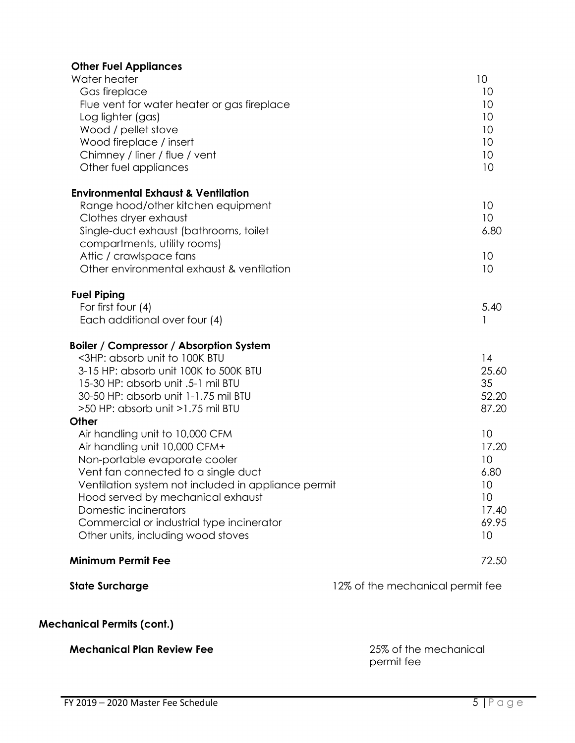| **Other Fuel Appliances** | |
|---|---|
| Water heater | 10 |
| Gas fireplace | 10 |
| Flue vent for water heater or gas fireplace | 10 |
| Log lighter (gas) | 10 |
| Wood / pellet stove | 10 |
| Wood fireplace / insert | 10 |
| Chimney / liner / flue / vent | 10 |
| Other fuel appliances | 10 |
| **Environmental Exhaust & Ventilation** | |
| Range hood/other kitchen equipment | 10 |
| Clothes dryer exhaust | 10 |
| Single-duct exhaust (bathrooms, toilet compartments, utility rooms) | 6.80 |
| Attic / crawlspace fans | 10 |
| Other environmental exhaust & ventilation | 10 |
| **Fuel Piping** | |
| For first four (4) | 5.40 |
| Each additional over four (4) | 1 |
| **Boiler / Compressor / Absorption System** | |
| <3HP: absorb unit to 100K BTU | 14 |
| 3-15 HP: absorb unit 100K to 500K BTU | 25.60 |
| 15-30 HP: absorb unit .5-1 mil BTU | 35 |
| 30-50 HP: absorb unit 1-1.75 mil BTU | 52.20 |
| >50 HP: absorb unit >1.75 mil BTU | 87.20 |
| **Other** | |
| Air handling unit to 10,000 CFM | 10 |
| Air handling unit 10,000 CFM+ | 17.20 |
| Non-portable evaporate cooler | 10 |
| Vent fan connected to a single duct | 6.80 |
| Ventilation system not included in appliance permit | 10 |
| Hood served by mechanical exhaust | 10 |
| Domestic incinerators | 17.40 |
| Commercial or industrial type incinerator | 69.95 |
| Other units, including wood stoves | 10 |
| **Minimum Permit Fee** | 72.50 |
| **State Surcharge** | 12% of the mechanical permit fee |

## Mechanical Permits (cont.)

| **Mechanical Plan Review Fee** | 25% of the mechanical permit fee |
|---|---|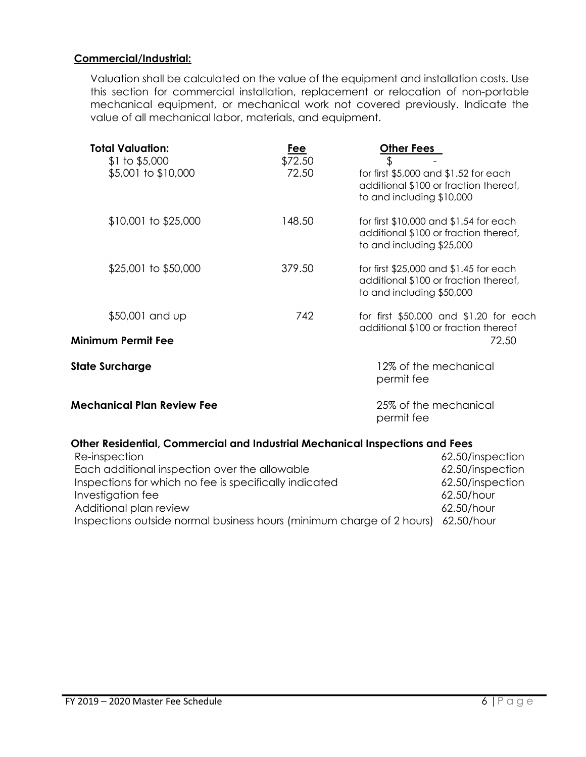**Commercial/Industrial:**

Valuation shall be calculated on the value of the equipment and installation costs. Use this section for commercial installation, replacement or relocation of non-portable mechanical equipment, or mechanical work not covered previously. Indicate the value of all mechanical labor, materials, and equipment.

| Total Valuation: | Fee | Other Fees |
|---|---|---|
| $1 to $5,000 | $72.50 | $ - |
| $5,001 to $10,000 | 72.50 | for first $5,000 and $1.52 for each additional $100 or fraction thereof, to and including $10,000 |
| $10,001 to $25,000 | 148.50 | for first $10,000 and $1.54 for each additional $100 or fraction thereof, to and including $25,000 |
| $25,001 to $50,000 | 379.50 | for first $25,000 and $1.45 for each additional $100 or fraction thereof, to and including $50,000 |
| $50,001 and up | 742 | for first $50,000 and $1.20 for each additional $100 or fraction thereof |
| **Minimum Permit Fee** | | 72.50 |
| **State Surcharge** | | 12% of the mechanical permit fee |
| **Mechanical Plan Review Fee** | | 25% of the mechanical permit fee |

**Other Residential, Commercial and Industrial Mechanical Inspections and Fees**

| | |
|---|---|
| Re-inspection | 62.50/inspection |
| Each additional inspection over the allowable | 62.50/inspection |
| Inspections for which no fee is specifically indicated | 62.50/inspection |
| Investigation fee | 62.50/hour |
| Additional plan review | 62.50/hour |
| Inspections outside normal business hours (minimum charge of 2 hours) | 62.50/hour |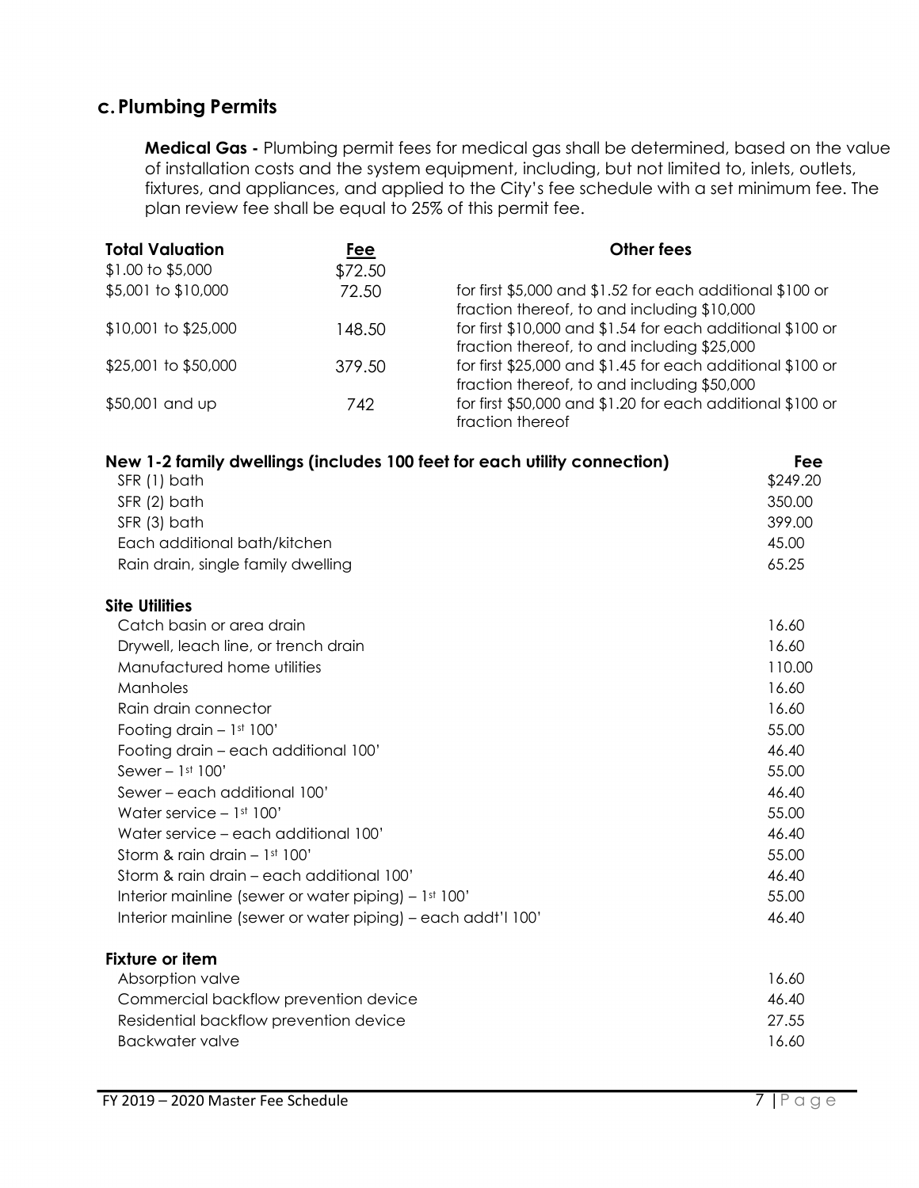## c. Plumbing Permits

**Medical Gas -** Plumbing permit fees for medical gas shall be determined, based on the value of installation costs and the system equipment, including, but not limited to, inlets, outlets, fixtures, and appliances, and applied to the City's fee schedule with a set minimum fee. The plan review fee shall be equal to 25% of this permit fee.

| Total Valuation | Fee | Other fees |
|---|---|---|
| $1.00 to $5,000 | $72.50 | |
| $5,001 to $10,000 | 72.50 | for first $5,000 and $1.52 for each additional $100 or fraction thereof, to and including $10,000 |
| $10,001 to $25,000 | 148.50 | for first $10,000 and $1.54 for each additional $100 or fraction thereof, to and including $25,000 |
| $25,001 to $50,000 | 379.50 | for first $25,000 and $1.45 for each additional $100 or fraction thereof, to and including $50,000 |
| $50,001 and up | 742 | for first $50,000 and $1.20 for each additional $100 or fraction thereof |

| New 1-2 family dwellings (includes 100 feet for each utility connection) | Fee |
|---|---|
| SFR (1) bath | $249.20 |
| SFR (2) bath | 350.00 |
| SFR (3) bath | 399.00 |
| Each additional bath/kitchen | 45.00 |
| Rain drain, single family dwelling | 65.25 |
| **Site Utilities** | |
| Catch basin or area drain | 16.60 |
| Drywell, leach line, or trench drain | 16.60 |
| Manufactured home utilities | 110.00 |
| Manholes | 16.60 |
| Rain drain connector | 16.60 |
| Footing drain – 1st 100' | 55.00 |
| Footing drain – each additional 100' | 46.40 |
| Sewer – 1st 100' | 55.00 |
| Sewer – each additional 100' | 46.40 |
| Water service – 1st 100' | 55.00 |
| Water service – each additional 100' | 46.40 |
| Storm & rain drain – 1st 100' | 55.00 |
| Storm & rain drain – each additional 100' | 46.40 |
| Interior mainline (sewer or water piping) – 1st 100' | 55.00 |
| Interior mainline (sewer or water piping) – each addt'l 100' | 46.40 |
| **Fixture or item** | |
| Absorption valve | 16.60 |
| Commercial backflow prevention device | 46.40 |
| Residential backflow prevention device | 27.55 |
| Backwater valve | 16.60 |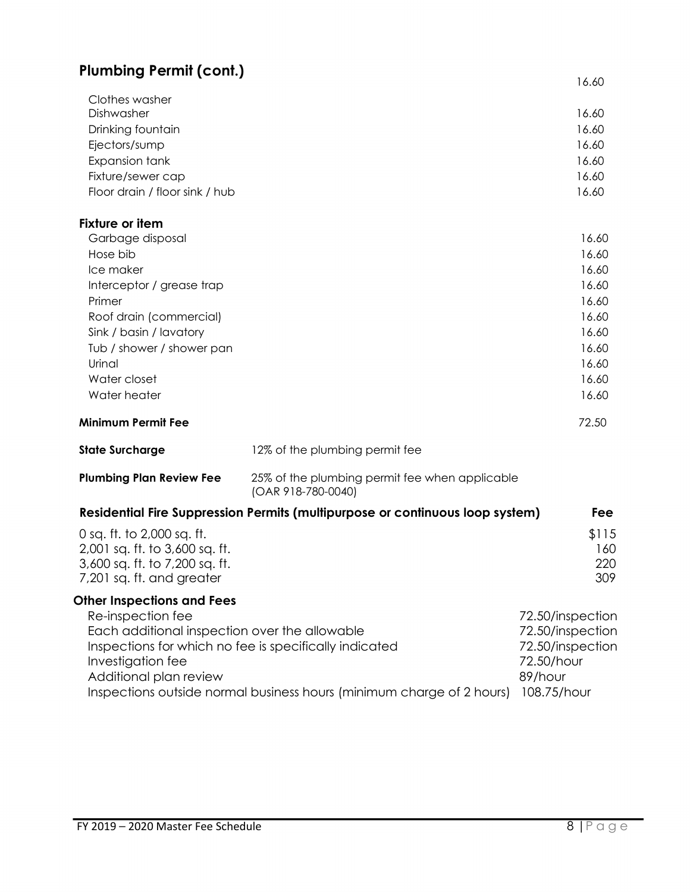## Plumbing Permit (cont.)

| | |
|---|---|
| Clothes washer | 16.60 |
| Dishwasher | 16.60 |
| Drinking fountain | 16.60 |
| Ejectors/sump | 16.60 |
| Expansion tank | 16.60 |
| Fixture/sewer cap | 16.60 |
| Floor drain / floor sink / hub | 16.60 |

**Fixture or item**

| | |
|---|---|
| Garbage disposal | 16.60 |
| Hose bib | 16.60 |
| Ice maker | 16.60 |
| Interceptor / grease trap | 16.60 |
| Primer | 16.60 |
| Roof drain (commercial) | 16.60 |
| Sink / basin / lavatory | 16.60 |
| Tub / shower / shower pan | 16.60 |
| Urinal | 16.60 |
| Water closet | 16.60 |
| Water heater | 16.60 |

**Minimum Permit Fee** 72.50

**State Surcharge** 12% of the plumbing permit fee

**Plumbing Plan Review Fee** 25% of the plumbing permit fee when applicable (OAR 918-780-0040)

| Residential Fire Suppression Permits (multipurpose or continuous loop system) | Fee |
|---|---|
| 0 sq. ft. to 2,000 sq. ft. | $115 |
| 2,001 sq. ft. to 3,600 sq. ft. | 160 |
| 3,600 sq. ft. to 7,200 sq. ft. | 220 |
| 7,201 sq. ft. and greater | 309 |

**Other Inspections and Fees**

| | |
|---|---|
| Re-inspection fee | 72.50/inspection |
| Each additional inspection over the allowable | 72.50/inspection |
| Inspections for which no fee is specifically indicated | 72.50/inspection |
| Investigation fee | 72.50/hour |
| Additional plan review | 89/hour |
| Inspections outside normal business hours (minimum charge of 2 hours) | 108.75/hour |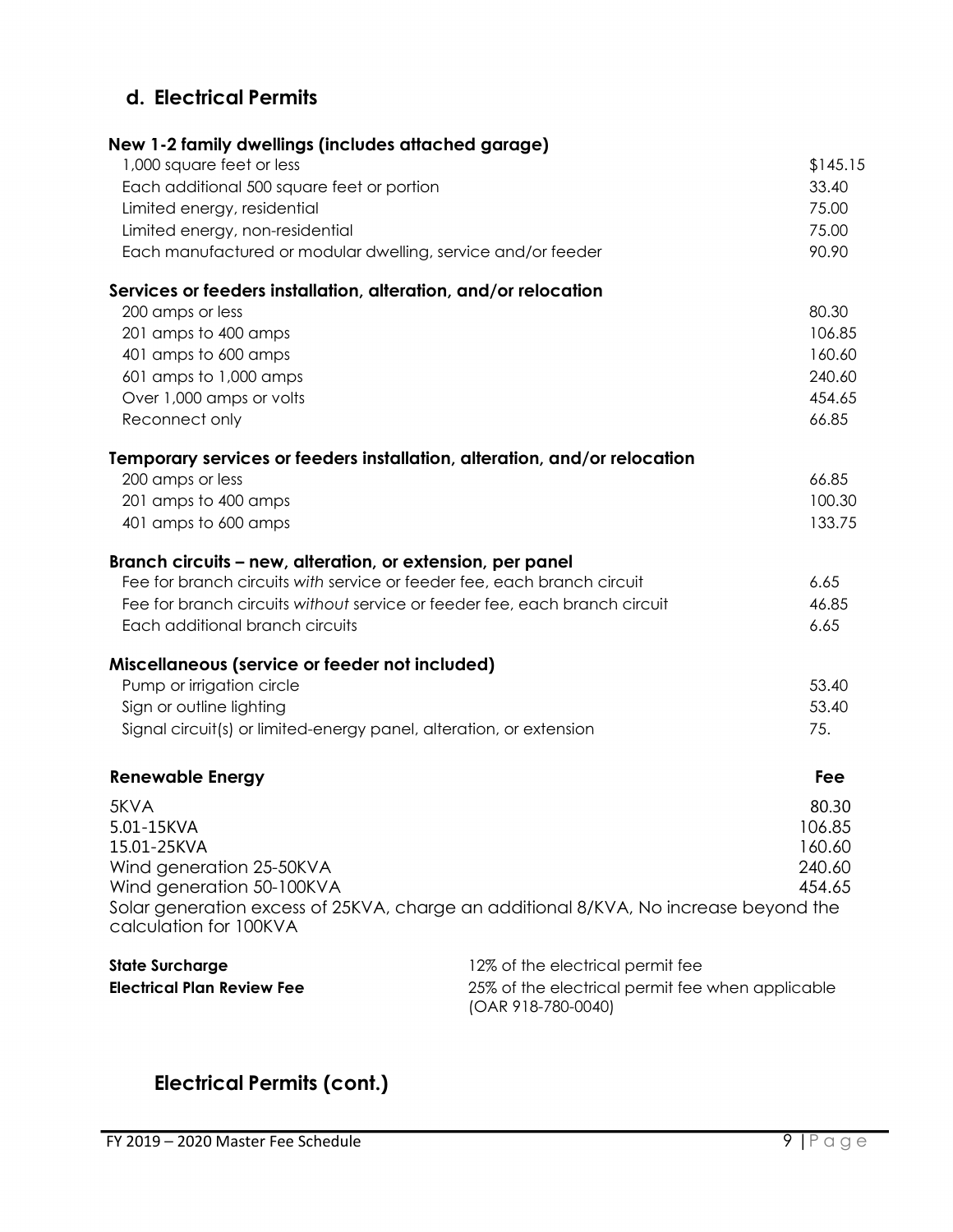## d. Electrical Permits

| New 1-2 family dwellings (includes attached garage) | |
|---|---|
| 1,000 square feet or less | $145.15 |
| Each additional 500 square feet or portion | 33.40 |
| Limited energy, residential | 75.00 |
| Limited energy, non-residential | 75.00 |
| Each manufactured or modular dwelling, service and/or feeder | 90.90 |

| Services or feeders installation, alteration, and/or relocation | |
|---|---|
| 200 amps or less | 80.30 |
| 201 amps to 400 amps | 106.85 |
| 401 amps to 600 amps | 160.60 |
| 601 amps to 1,000 amps | 240.60 |
| Over 1,000 amps or volts | 454.65 |
| Reconnect only | 66.85 |

| Temporary services or feeders installation, alteration, and/or relocation | |
|---|---|
| 200 amps or less | 66.85 |
| 201 amps to 400 amps | 100.30 |
| 401 amps to 600 amps | 133.75 |

| Branch circuits – new, alteration, or extension, per panel | |
|---|---|
| Fee for branch circuits *with* service or feeder fee, each branch circuit | 6.65 |
| Fee for branch circuits *without* service or feeder fee, each branch circuit | 46.85 |
| Each additional branch circuits | 6.65 |

| Miscellaneous (service or feeder not included) | |
|---|---|
| Pump or irrigation circle | 53.40 |
| Sign or outline lighting | 53.40 |
| Signal circuit(s) or limited-energy panel, alteration, or extension | 75. |

| Renewable Energy | Fee |
|---|---|
| 5KVA | 80.30 |
| 5.01-15KVA | 106.85 |
| 15.01-25KVA | 160.60 |
| Wind generation 25-50KVA | 240.60 |
| Wind generation 50-100KVA | 454.65 |

Solar generation excess of 25KVA, charge an additional 8/KVA, No increase beyond the calculation for 100KVA

| | |
|---|---|
| **State Surcharge** | 12% of the electrical permit fee |
| **Electrical Plan Review Fee** | 25% of the electrical permit fee when applicable (OAR 918-780-0040) |

## Electrical Permits (cont.)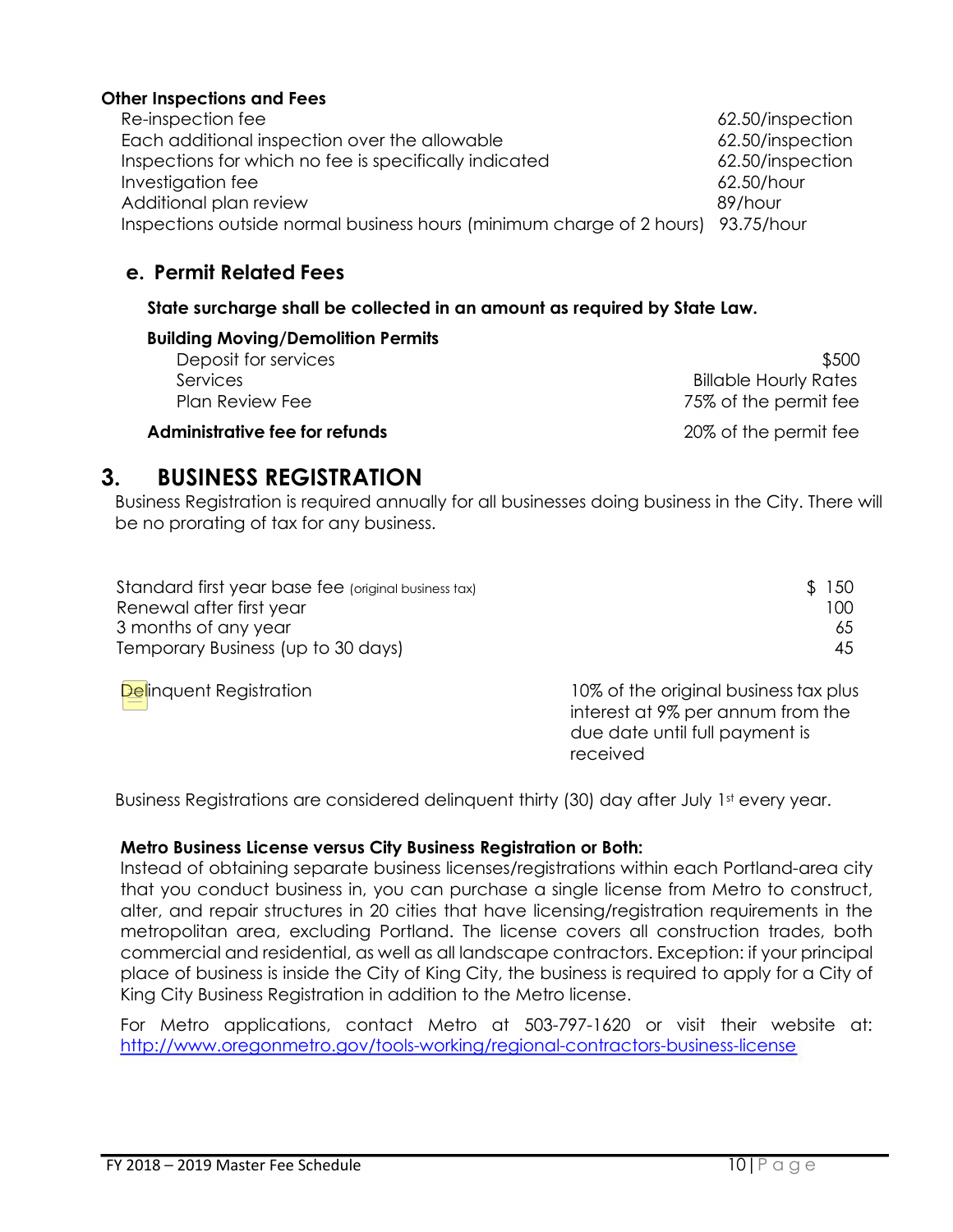**Other Inspections and Fees**

| | |
|---|---|
| Re-inspection fee | 62.50/inspection |
| Each additional inspection over the allowable | 62.50/inspection |
| Inspections for which no fee is specifically indicated | 62.50/inspection |
| Investigation fee | 62.50/hour |
| Additional plan review | 89/hour |
| Inspections outside normal business hours (minimum charge of 2 hours) | 93.75/hour |

## e. Permit Related Fees

**State surcharge shall be collected in an amount as required by State Law.**

**Building Moving/Demolition Permits**

| | |
|---|---|
| Deposit for services | $500 |
| Services | Billable Hourly Rates |
| Plan Review Fee | 75% of the permit fee |
| **Administrative fee for refunds** | 20% of the permit fee |

# 3. BUSINESS REGISTRATION

Business Registration is required annually for all businesses doing business in the City. There will be no prorating of tax for any business.

| | |
|---|---|
| Standard first year base fee (original business tax) | $ 150 |
| Renewal after first year | 100 |
| 3 months of any year | 65 |
| Temporary Business (up to 30 days) | 45 |
| Delinquent Registration | 10% of the original business tax plus interest at 9% per annum from the due date until full payment is received |

Business Registrations are considered delinquent thirty (30) day after July 1st every year.

**Metro Business License versus City Business Registration or Both:**

Instead of obtaining separate business licenses/registrations within each Portland-area city that you conduct business in, you can purchase a single license from Metro to construct, alter, and repair structures in 20 cities that have licensing/registration requirements in the metropolitan area, excluding Portland. The license covers all construction trades, both commercial and residential, as well as all landscape contractors. Exception: if your principal place of business is inside the City of King City, the business is required to apply for a City of King City Business Registration in addition to the Metro license.

For Metro applications, contact Metro at 503-797-1620 or visit their website at: http://www.oregonmetro.gov/tools-working/regional-contractors-business-license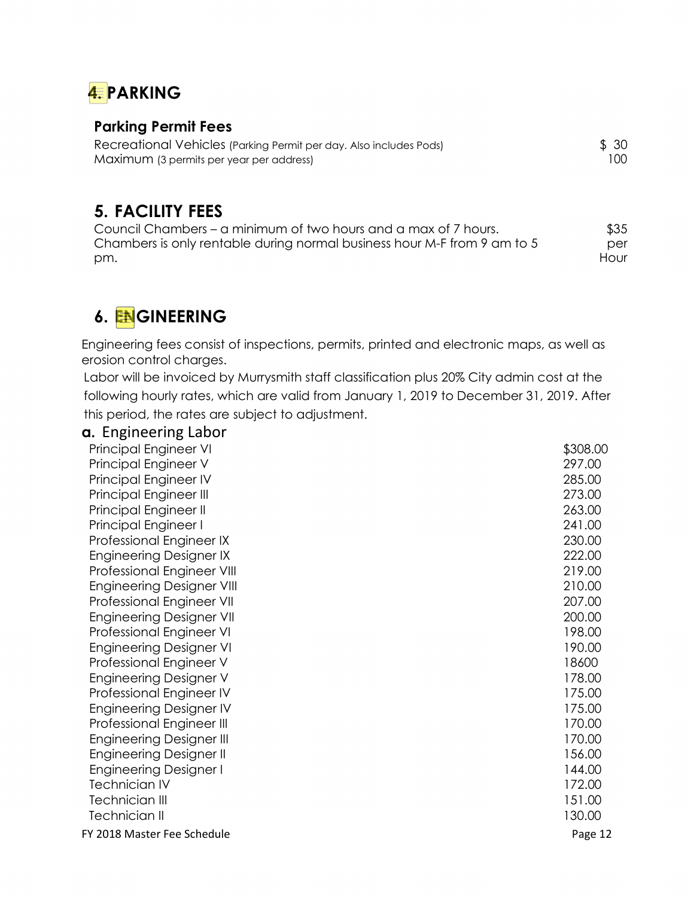## 4. PARKING

### Parking Permit Fees

| | |
|---|---|
| Recreational Vehicles (Parking Permit per day. Also includes Pods) | $ 30 |
| Maximum (3 permits per year per address) | 100 |

## 5. FACILITY FEES

| | |
|---|---|
| Council Chambers – a minimum of two hours and a max of 7 hours. Chambers is only rentable during normal business hour M-F from 9 am to 5 pm. | $35 per Hour |

## 6. ENGINEERING

Engineering fees consist of inspections, permits, printed and electronic maps, as well as erosion control charges.

Labor will be invoiced by Murrysmith staff classification plus 20% City admin cost at the following hourly rates, which are valid from January 1, 2019 to December 31, 2019. After this period, the rates are subject to adjustment.

### a. Engineering Labor

| | |
|---|---|
| Principal Engineer VI | $308.00 |
| Principal Engineer V | 297.00 |
| Principal Engineer IV | 285.00 |
| Principal Engineer III | 273.00 |
| Principal Engineer II | 263.00 |
| Principal Engineer I | 241.00 |
| Professional Engineer IX | 230.00 |
| Engineering Designer IX | 222.00 |
| Professional Engineer VIII | 219.00 |
| Engineering Designer VIII | 210.00 |
| Professional Engineer VII | 207.00 |
| Engineering Designer VII | 200.00 |
| Professional Engineer VI | 198.00 |
| Engineering Designer VI | 190.00 |
| Professional Engineer V | 18600 |
| Engineering Designer V | 178.00 |
| Professional Engineer IV | 175.00 |
| Engineering Designer IV | 175.00 |
| Professional Engineer III | 170.00 |
| Engineering Designer III | 170.00 |
| Engineering Designer II | 156.00 |
| Engineering Designer I | 144.00 |
| Technician IV | 172.00 |
| Technician III | 151.00 |
| Technician II | 130.00 |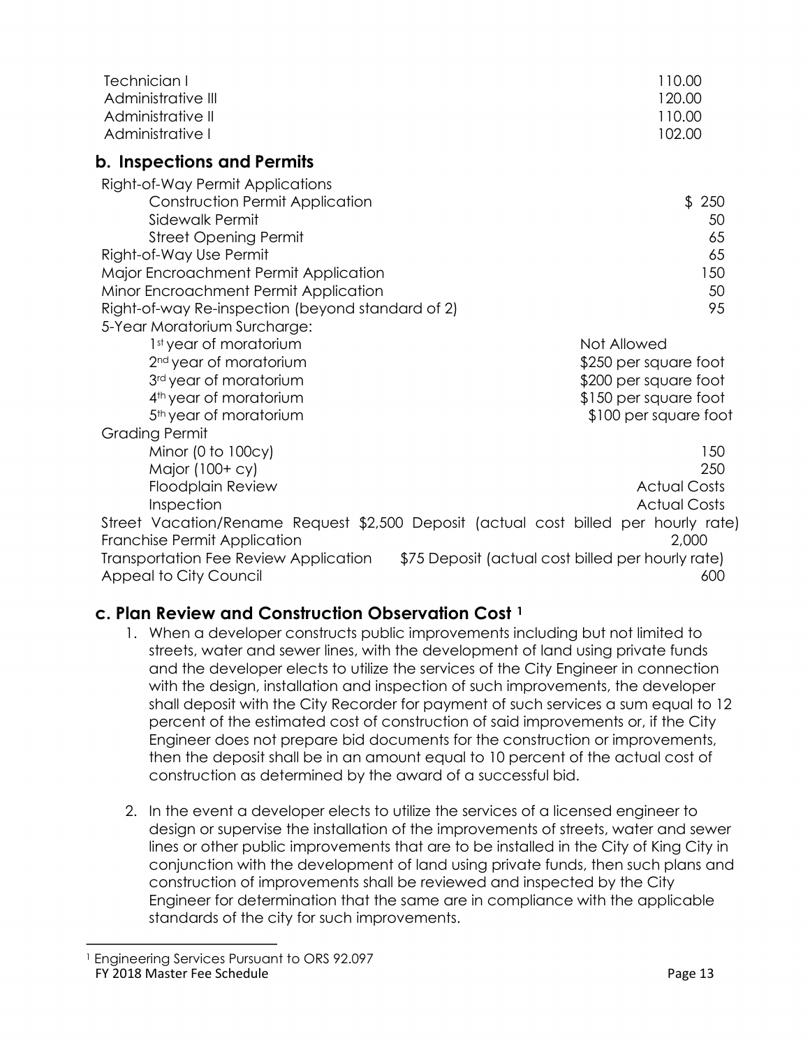| | |
|---|---|
| Technician I | 110.00 |
| Administrative III | 120.00 |
| Administrative II | 110.00 |
| Administrative I | 102.00 |

## b. Inspections and Permits

| | |
|---|---|
| Right-of-Way Permit Applications | |
| Construction Permit Application | $ 250 |
| Sidewalk Permit | 50 |
| Street Opening Permit | 65 |
| Right-of-Way Use Permit | 65 |
| Major Encroachment Permit Application | 150 |
| Minor Encroachment Permit Application | 50 |
| Right-of-way Re-inspection (beyond standard of 2) | 95 |
| 5-Year Moratorium Surcharge: | |
| 1st year of moratorium | Not Allowed |
| 2nd year of moratorium | $250 per square foot |
| 3rd year of moratorium | $200 per square foot |
| 4th year of moratorium | $150 per square foot |
| 5th year of moratorium | $100 per square foot |
| Grading Permit | |
| Minor (0 to 100cy) | 150 |
| Major (100+ cy) | 250 |
| Floodplain Review | Actual Costs |
| Inspection | Actual Costs |
| Street Vacation/Rename Request | $2,500 Deposit (actual cost billed per hourly rate) |
| Franchise Permit Application | 2,000 |
| Transportation Fee Review Application | $75 Deposit (actual cost billed per hourly rate) |
| Appeal to City Council | 600 |

## c. Plan Review and Construction Observation Cost [1]

1. When a developer constructs public improvements including but not limited to streets, water and sewer lines, with the development of land using private funds and the developer elects to utilize the services of the City Engineer in connection with the design, installation and inspection of such improvements, the developer shall deposit with the City Recorder for payment of such services a sum equal to 12 percent of the estimated cost of construction of said improvements or, if the City Engineer does not prepare bid documents for the construction or improvements, then the deposit shall be in an amount equal to 10 percent of the actual cost of construction as determined by the award of a successful bid.

2. In the event a developer elects to utilize the services of a licensed engineer to design or supervise the installation of the improvements of streets, water and sewer lines or other public improvements that are to be installed in the City of King City in conjunction with the development of land using private funds, then such plans and construction of improvements shall be reviewed and inspected by the City Engineer for determination that the same are in compliance with the applicable standards of the city for such improvements.

[1] Engineering Services Pursuant to ORS 92.097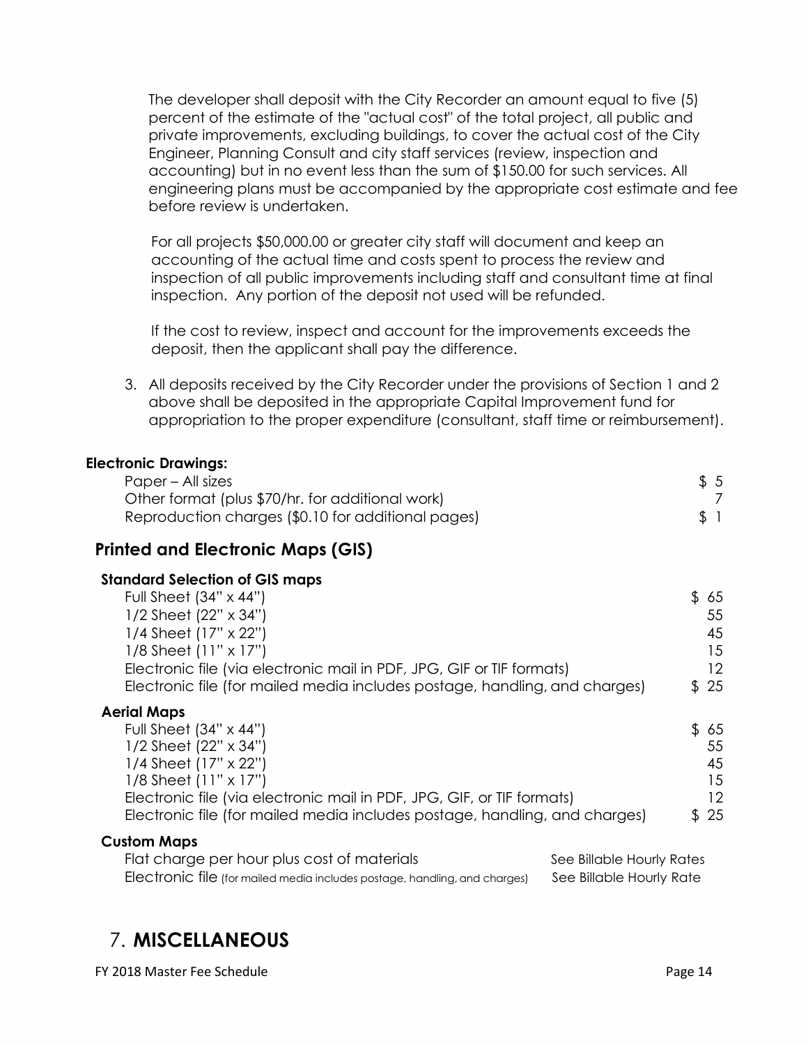The developer shall deposit with the City Recorder an amount equal to five (5) percent of the estimate of the "actual cost" of the total project, all public and private improvements, excluding buildings, to cover the actual cost of the City Engineer, Planning Consult and city staff services (review, inspection and accounting) but in no event less than the sum of $150.00 for such services. All engineering plans must be accompanied by the appropriate cost estimate and fee before review is undertaken.

For all projects $50,000.00 or greater city staff will document and keep an accounting of the actual time and costs spent to process the review and inspection of all public improvements including staff and consultant time at final inspection. Any portion of the deposit not used will be refunded.

If the cost to review, inspect and account for the improvements exceeds the deposit, then the applicant shall pay the difference.

3. All deposits received by the City Recorder under the provisions of Section 1 and 2 above shall be deposited in the appropriate Capital Improvement fund for appropriation to the proper expenditure (consultant, staff time or reimbursement).

**Electronic Drawings:**

| | |
|---|---|
| Paper – All sizes | $ 5 |
| Other format (plus $70/hr. for additional work) | 7 |
| Reproduction charges ($0.10 for additional pages) | $ 1 |

## Printed and Electronic Maps (GIS)

**Standard Selection of GIS maps**

| | |
|---|---|
| Full Sheet (34" x 44") | $ 65 |
| 1/2 Sheet (22" x 34") | 55 |
| 1/4 Sheet (17" x 22") | 45 |
| 1/8 Sheet (11" x 17") | 15 |
| Electronic file (via electronic mail in PDF, JPG, GIF or TIF formats) | 12 |
| Electronic file (for mailed media includes postage, handling, and charges) | $ 25 |

**Aerial Maps**

| | |
|---|---|
| Full Sheet (34" x 44") | $ 65 |
| 1/2 Sheet (22" x 34") | 55 |
| 1/4 Sheet (17" x 22") | 45 |
| 1/8 Sheet (11" x 17") | 15 |
| Electronic file (via electronic mail in PDF, JPG, GIF, or TIF formats) | 12 |
| Electronic file (for mailed media includes postage, handling, and charges) | $ 25 |

**Custom Maps**

| | |
|---|---|
| Flat charge per hour plus cost of materials | See Billable Hourly Rates |
| Electronic file (for mailed media includes postage, handling, and charges) | See Billable Hourly Rate |

# 7. MISCELLANEOUS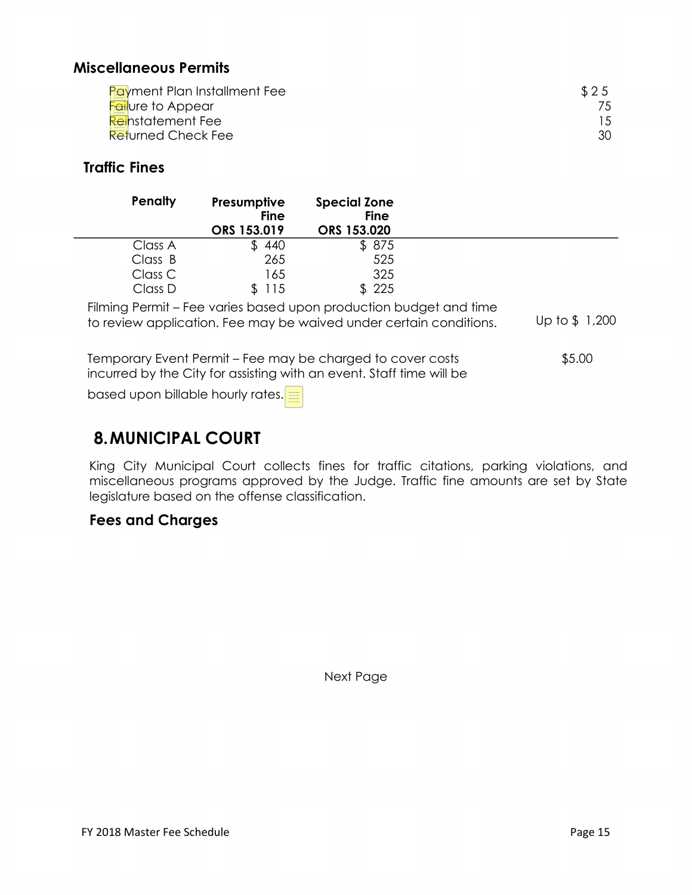## Miscellaneous Permits

| | |
|---|---|
| Payment Plan Installment Fee | $ 25 |
| Failure to Appear | 75 |
| Reinstatement Fee | 15 |
| Returned Check Fee | 30 |

### Traffic Fines

| Penalty | Presumptive Fine ORS 153.019 | Special Zone Fine ORS 153.020 |
|---|---|---|
| Class A | $ 440 | $ 875 |
| Class B | 265 | 525 |
| Class C | 165 | 325 |
| Class D | $ 115 | $ 225 |

Filming Permit – Fee varies based upon production budget and time to review application. Fee may be waived under certain conditions. Up to $ 1,200

Temporary Event Permit – Fee may be charged to cover costs incurred by the City for assisting with an event. Staff time will be based upon billable hourly rates. $5.00

# 8. MUNICIPAL COURT

King City Municipal Court collects fines for traffic citations, parking violations, and miscellaneous programs approved by the Judge. Traffic fine amounts are set by State legislature based on the offense classification.

## Fees and Charges

Next Page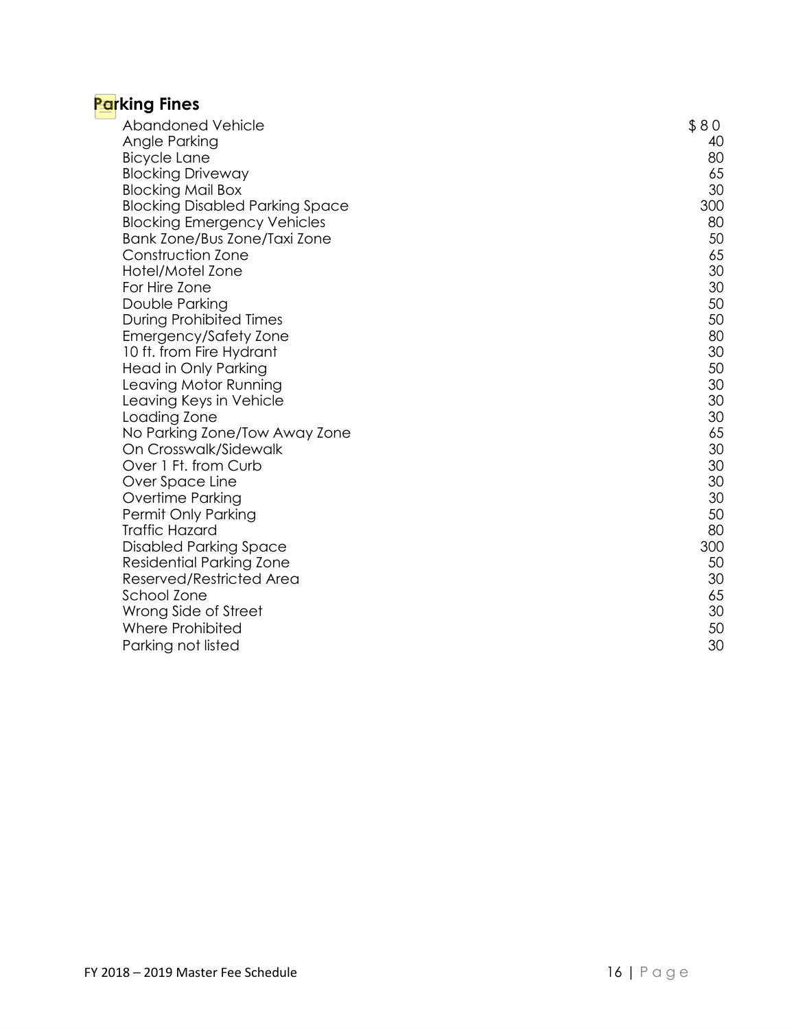## Parking Fines

| | |
|---|---|
| Abandoned Vehicle | $80 |
| Angle Parking | 40 |
| Bicycle Lane | 80 |
| Blocking Driveway | 65 |
| Blocking Mail Box | 30 |
| Blocking Disabled Parking Space | 300 |
| Blocking Emergency Vehicles | 80 |
| Bank Zone/Bus Zone/Taxi Zone | 50 |
| Construction Zone | 65 |
| Hotel/Motel Zone | 30 |
| For Hire Zone | 30 |
| Double Parking | 50 |
| During Prohibited Times | 50 |
| Emergency/Safety Zone | 80 |
| 10 ft. from Fire Hydrant | 30 |
| Head in Only Parking | 50 |
| Leaving Motor Running | 30 |
| Leaving Keys in Vehicle | 30 |
| Loading Zone | 30 |
| No Parking Zone/Tow Away Zone | 65 |
| On Crosswalk/Sidewalk | 30 |
| Over 1 Ft. from Curb | 30 |
| Over Space Line | 30 |
| Overtime Parking | 30 |
| Permit Only Parking | 50 |
| Traffic Hazard | 80 |
| Disabled Parking Space | 300 |
| Residential Parking Zone | 50 |
| Reserved/Restricted Area | 30 |
| School Zone | 65 |
| Wrong Side of Street | 30 |
| Where Prohibited | 50 |
| Parking not listed | 30 |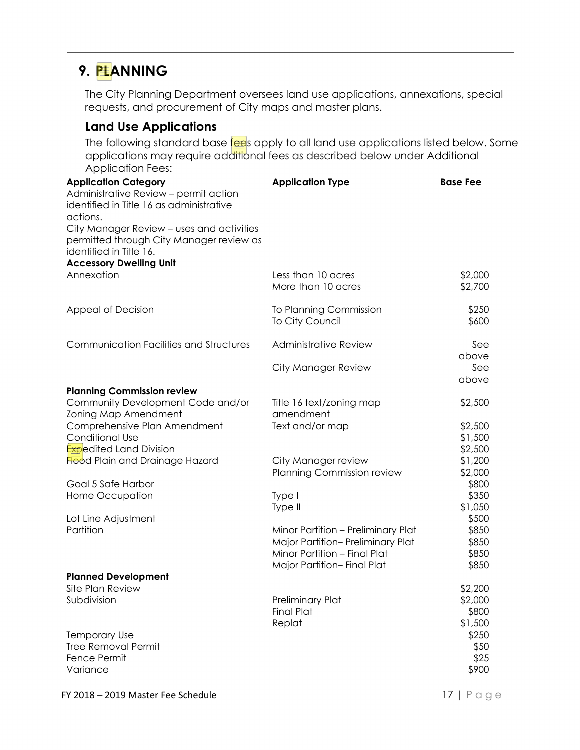## 9. PLANNING

The City Planning Department oversees land use applications, annexations, special requests, and procurement of City maps and master plans.

### Land Use Applications

The following standard base fees apply to all land use applications listed below. Some applications may require additional fees as described below under Additional Application Fees:

| Application Category | Application Type | Base Fee |
|---|---|---|
| Administrative Review – permit action identified in Title 16 as administrative actions. | | |
| City Manager Review – uses and activities permitted through City Manager review as identified in Title 16. | | |
| **Accessory Dwelling Unit** | | |
| Annexation | Less than 10 acres | $2,000 |
| | More than 10 acres | $2,700 |
| Appeal of Decision | To Planning Commission | $250 |
| | To City Council | $600 |
| Communication Facilities and Structures | Administrative Review | See above |
| | City Manager Review | See above |
| **Planning Commission review** | | |
| Community Development Code and/or Zoning Map Amendment | Title 16 text/zoning map amendment | $2,500 |
| Comprehensive Plan Amendment | Text and/or map | $2,500 |
| Conditional Use | | $1,500 |
| Expedited Land Division | | $2,500 |
| Flood Plain and Drainage Hazard | City Manager review | $1,200 |
| | Planning Commission review | $2,000 |
| Goal 5 Safe Harbor | | $800 |
| Home Occupation | Type I | $350 |
| | Type II | $1,050 |
| Lot Line Adjustment | | $500 |
| Partition | Minor Partition – Preliminary Plat | $850 |
| | Major Partition– Preliminary Plat | $850 |
| | Minor Partition – Final Plat | $850 |
| | Major Partition– Final Plat | $850 |
| **Planned Development** | | |
| Site Plan Review | | $2,200 |
| Subdivision | Preliminary Plat | $2,000 |
| | Final Plat | $800 |
| | Replat | $1,500 |
| Temporary Use | | $250 |
| Tree Removal Permit | | $50 |
| Fence Permit | | $25 |
| Variance | | $900 |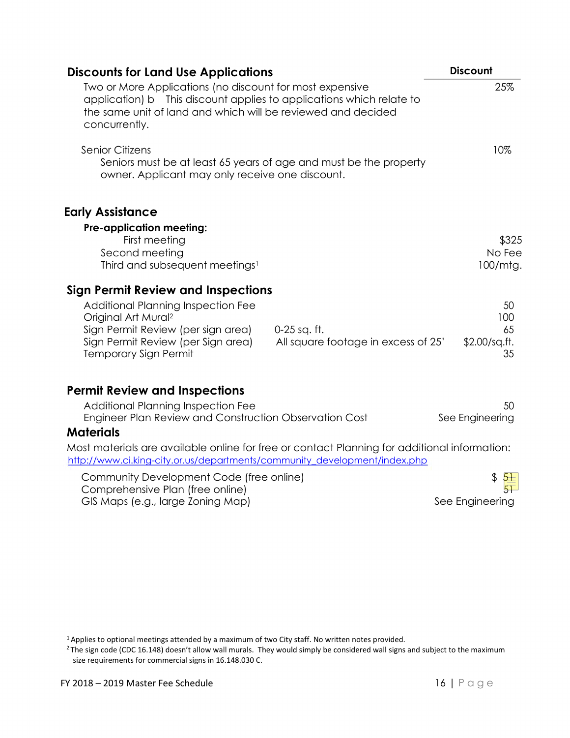## Discounts for Land Use Applications

| | Discount |
|---|---|
| Two or More Applications (no discount for most expensive application) b This discount applies to applications which relate to the same unit of land and which will be reviewed and decided concurrently. | 25% |
| Senior Citizens<br>Seniors must be at least 65 years of age and must be the property owner. Applicant may only receive one discount. | 10% |

## Early Assistance

**Pre-application meeting:**

| | |
|---|---|
| First meeting | $325 |
| Second meeting | No Fee |
| Third and subsequent meetings[1] | 100/mtg. |

## Sign Permit Review and Inspections

| | | |
|---|---|---|
| Additional Planning Inspection Fee | | 50 |
| Original Art Mural[2] | | 100 |
| Sign Permit Review (per sign area) | 0-25 sq. ft. | 65 |
| Sign Permit Review (per Sign area) | All square footage in excess of 25' | $2.00/sq.ft. |
| Temporary Sign Permit | | 35 |

## Permit Review and Inspections

| | |
|---|---|
| Additional Planning Inspection Fee | 50 |
| Engineer Plan Review and Construction Observation Cost | See Engineering |

## Materials

Most materials are available online for free or contact Planning for additional information: http://www.ci.king-city.or.us/departments/community_development/index.php

| | |
|---|---|
| Community Development Code (free online) | $ 51 |
| Comprehensive Plan (free online) | 51 |
| GIS Maps (e.g., large Zoning Map) | See Engineering |

[1] Applies to optional meetings attended by a maximum of two City staff. No written notes provided.

[2] The sign code (CDC 16.148) doesn't allow wall murals. They would simply be considered wall signs and subject to the maximum size requirements for commercial signs in 16.148.030 C.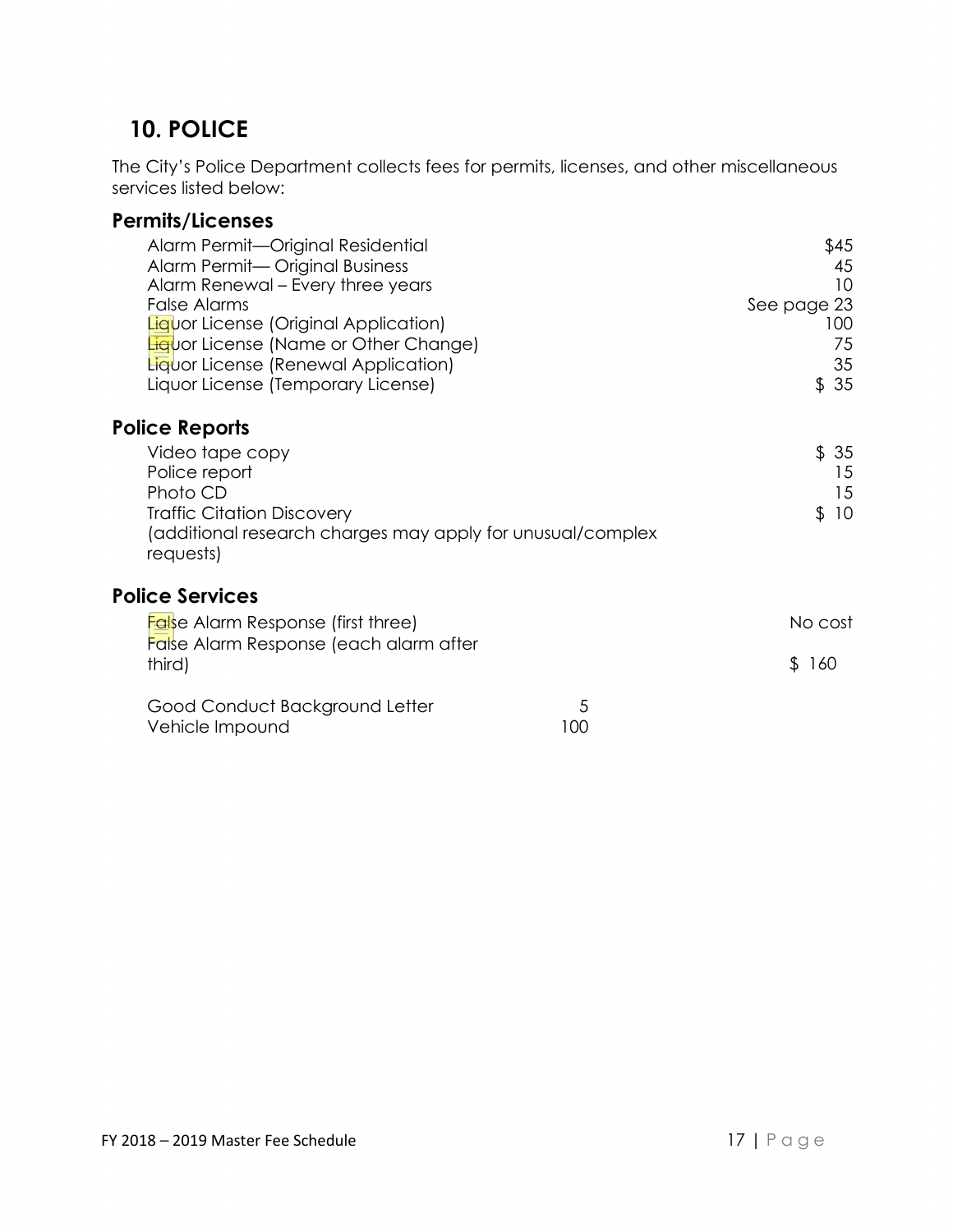## 10. POLICE

The City's Police Department collects fees for permits, licenses, and other miscellaneous services listed below:

### Permits/Licenses

| | |
|---|---|
| Alarm Permit—Original Residential | $45 |
| Alarm Permit— Original Business | 45 |
| Alarm Renewal – Every three years | 10 |
| False Alarms | See page 23 |
| Liquor License (Original Application) | 100 |
| Liquor License (Name or Other Change) | 75 |
| Liquor License (Renewal Application) | 35 |
| Liquor License (Temporary License) | $ 35 |

### Police Reports

| | |
|---|---|
| Video tape copy | $ 35 |
| Police report | 15 |
| Photo CD | 15 |
| Traffic Citation Discovery | $ 10 |
| (additional research charges may apply for unusual/complex requests) | |

### Police Services

| | |
|---|---|
| False Alarm Response (first three) | No cost |
| False Alarm Response (each alarm after third) | $ 160 |
| Good Conduct Background Letter | 5 |
| Vehicle Impound | 100 |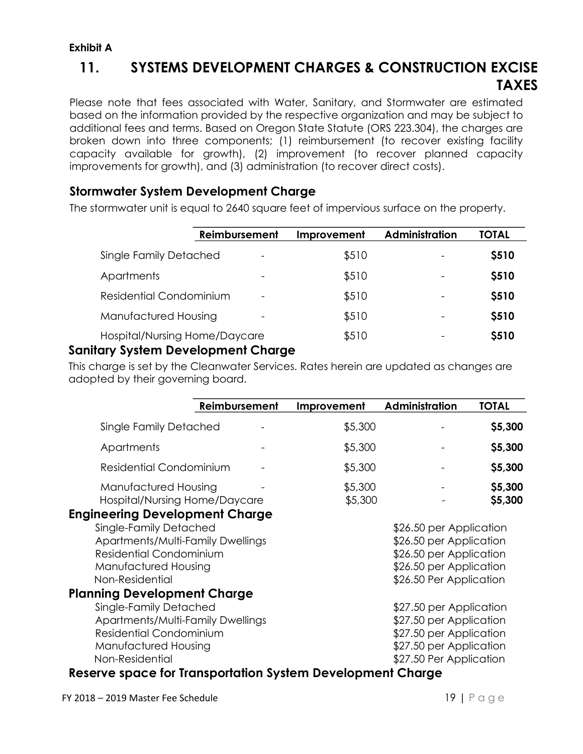**Exhibit A**

# 11. SYSTEMS DEVELOPMENT CHARGES & CONSTRUCTION EXCISE TAXES

Please note that fees associated with Water, Sanitary, and Stormwater are estimated based on the information provided by the respective organization and may be subject to additional fees and terms. Based on Oregon State Statute (ORS 223.304), the charges are broken down into three components; (1) reimbursement (to recover existing facility capacity available for growth), (2) improvement (to recover planned capacity improvements for growth), and (3) administration (to recover direct costs).

## Stormwater System Development Charge

The stormwater unit is equal to 2640 square feet of impervious surface on the property.

| | Reimbursement | Improvement | Administration | TOTAL |
|---|---|---|---|---|
| Single Family Detached | - | $510 | - | **$510** |
| Apartments | - | $510 | - | **$510** |
| Residential Condominium | - | $510 | - | **$510** |
| Manufactured Housing | - | $510 | - | **$510** |
| Hospital/Nursing Home/Daycare | | $510 | - | **$510** |

## Sanitary System Development Charge

This charge is set by the Cleanwater Services. Rates herein are updated as changes are adopted by their governing board.

| | Reimbursement | Improvement | Administration | TOTAL |
|---|---|---|---|---|
| Single Family Detached | - | $5,300 | - | **$5,300** |
| Apartments | - | $5,300 | - | **$5,300** |
| Residential Condominium | - | $5,300 | - | **$5,300** |
| Manufactured Housing | - | $5,300 | - | **$5,300** |
| Hospital/Nursing Home/Daycare | | $5,300 | - | **$5,300** |

## Engineering Development Charge

| | |
|---|---|
| Single-Family Detached | $26.50 per Application |
| Apartments/Multi-Family Dwellings | $26.50 per Application |
| Residential Condominium | $26.50 per Application |
| Manufactured Housing | $26.50 per Application |
| Non-Residential | $26.50 Per Application |

## Planning Development Charge

| | |
|---|---|
| Single-Family Detached | $27.50 per Application |
| Apartments/Multi-Family Dwellings | $27.50 per Application |
| Residential Condominium | $27.50 per Application |
| Manufactured Housing | $27.50 per Application |
| Non-Residential | $27.50 Per Application |

## Reserve space for Transportation System Development Charge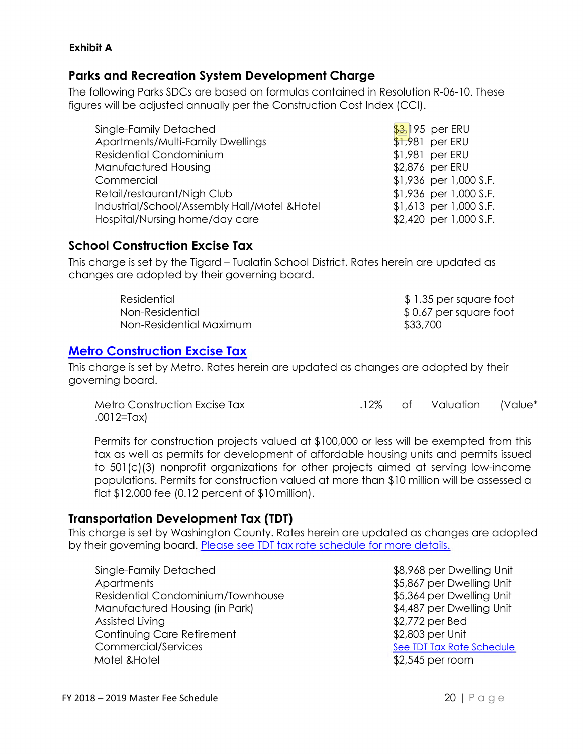**Exhibit A**

## Parks and Recreation System Development Charge

The following Parks SDCs are based on formulas contained in Resolution R-06-10. These figures will be adjusted annually per the Construction Cost Index (CCI).

| | |
|---|---|
| Single-Family Detached | $3,195 per ERU |
| Apartments/Multi-Family Dwellings | $1,981 per ERU |
| Residential Condominium | $1,981 per ERU |
| Manufactured Housing | $2,876 per ERU |
| Commercial | $1,936 per 1,000 S.F. |
| Retail/restaurant/Nigh Club | $1,936 per 1,000 S.F. |
| Industrial/School/Assembly Hall/Motel &Hotel | $1,613 per 1,000 S.F. |
| Hospital/Nursing home/day care | $2,420 per 1,000 S.F. |

## School Construction Excise Tax

This charge is set by the Tigard – Tualatin School District. Rates herein are updated as changes are adopted by their governing board.

| | |
|---|---|
| Residential | $ 1.35 per square foot |
| Non-Residential | $ 0.67 per square foot |
| Non-Residential Maximum | $33,700 |

## Metro Construction Excise Tax

This charge is set by Metro. Rates herein are updated as changes are adopted by their governing board.

Metro Construction Excise Tax .12% of Valuation (Value* .0012=Tax)

Permits for construction projects valued at $100,000 or less will be exempted from this tax as well as permits for development of affordable housing units and permits issued to 501(c)(3) nonprofit organizations for other projects aimed at serving low-income populations. Permits for construction valued at more than $10 million will be assessed a flat $12,000 fee (0.12 percent of $10 million).

## Transportation Development Tax (TDT)

This charge is set by Washington County. Rates herein are updated as changes are adopted by their governing board. Please see TDT tax rate schedule for more details.

| | |
|---|---|
| Single-Family Detached | $8,968 per Dwelling Unit |
| Apartments | $5,867 per Dwelling Unit |
| Residential Condominium/Townhouse | $5,364 per Dwelling Unit |
| Manufactured Housing (in Park) | $4,487 per Dwelling Unit |
| Assisted Living | $2,772 per Bed |
| Continuing Care Retirement | $2,803 per Unit |
| Commercial/Services | See TDT Tax Rate Schedule |
| Motel &Hotel | $2,545 per room |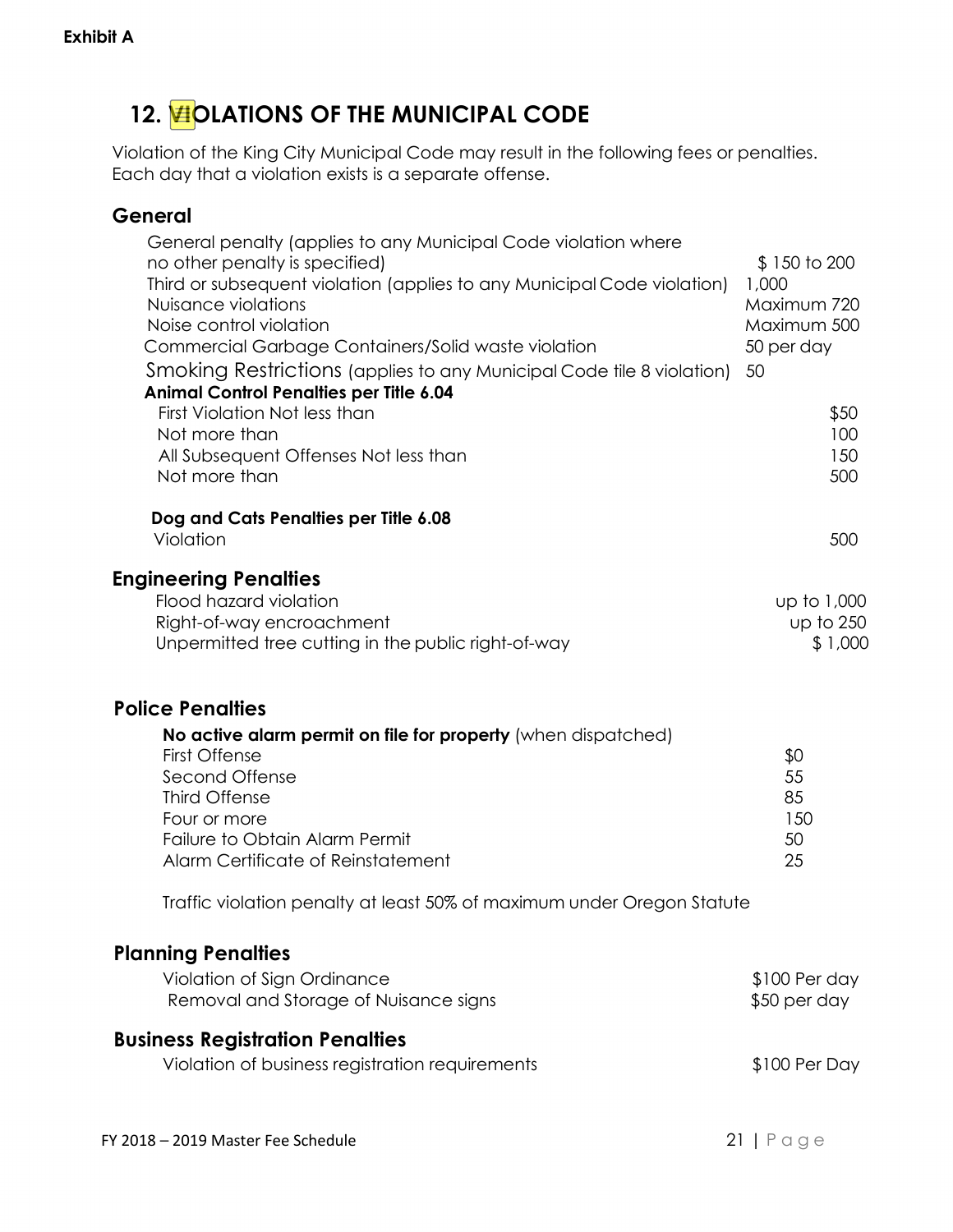**Exhibit A**

# 12. VIOLATIONS OF THE MUNICIPAL CODE

Violation of the King City Municipal Code may result in the following fees or penalties. Each day that a violation exists is a separate offense.

## General

| | |
|---|---|
| General penalty (applies to any Municipal Code violation where no other penalty is specified) | $ 150 to 200 |
| Third or subsequent violation (applies to any Municipal Code violation) | 1,000 |
| Nuisance violations | Maximum 720 |
| Noise control violation | Maximum 500 |
| Commercial Garbage Containers/Solid waste violation | 50 per day |
| Smoking Restrictions (applies to any Municipal Code tile 8 violation) | 50 |
| **Animal Control Penalties per Title 6.04** | |
| First Violation Not less than | $50 |
| Not more than | 100 |
| All Subsequent Offenses Not less than | 150 |
| Not more than | 500 |
| **Dog and Cats Penalties per Title 6.08** | |
| Violation | 500 |

## Engineering Penalties

| | |
|---|---|
| Flood hazard violation | up to 1,000 |
| Right-of-way encroachment | up to 250 |
| Unpermitted tree cutting in the public right-of-way | $ 1,000 |

## Police Penalties

| | |
|---|---|
| **No active alarm permit on file for property** (when dispatched) | |
| First Offense | $0 |
| Second Offense | 55 |
| Third Offense | 85 |
| Four or more | 150 |
| Failure to Obtain Alarm Permit | 50 |
| Alarm Certificate of Reinstatement | 25 |

Traffic violation penalty at least 50% of maximum under Oregon Statute

## Planning Penalties

| | |
|---|---|
| Violation of Sign Ordinance | $100 Per day |
| Removal and Storage of Nuisance signs | $50 per day |

## Business Registration Penalties

| | |
|---|---|
| Violation of business registration requirements | $100 Per Day |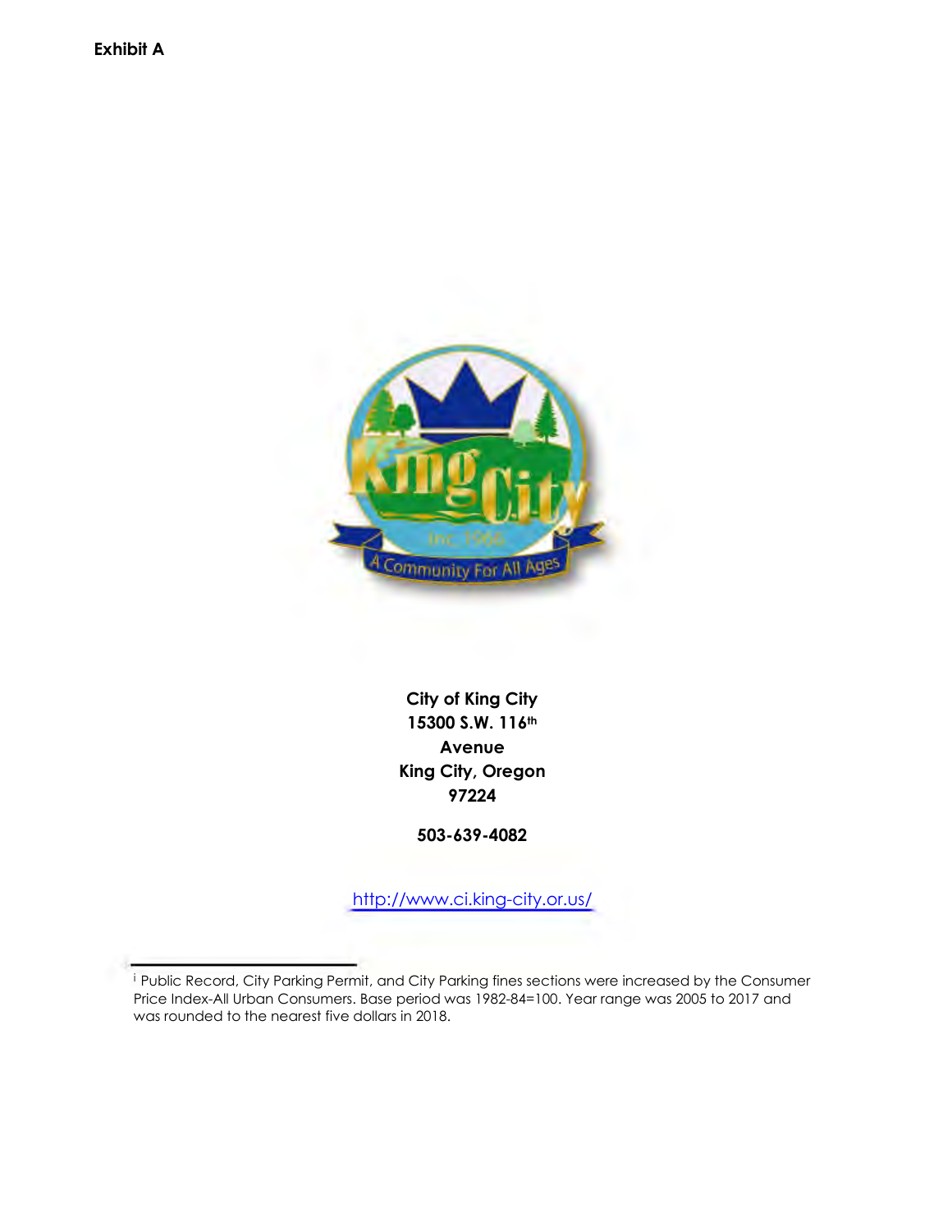**Exhibit A**

**City of King City**
**15300 S.W. 116th Avenue**
**King City, Oregon 97224**

**503-639-4082**

http://www.ci.king-city.or.us/

[i] Public Record, City Parking Permit, and City Parking fines sections were increased by the Consumer Price Index-All Urban Consumers. Base period was 1982-84=100. Year range was 2005 to 2017 and was rounded to the nearest five dollars in 2018.